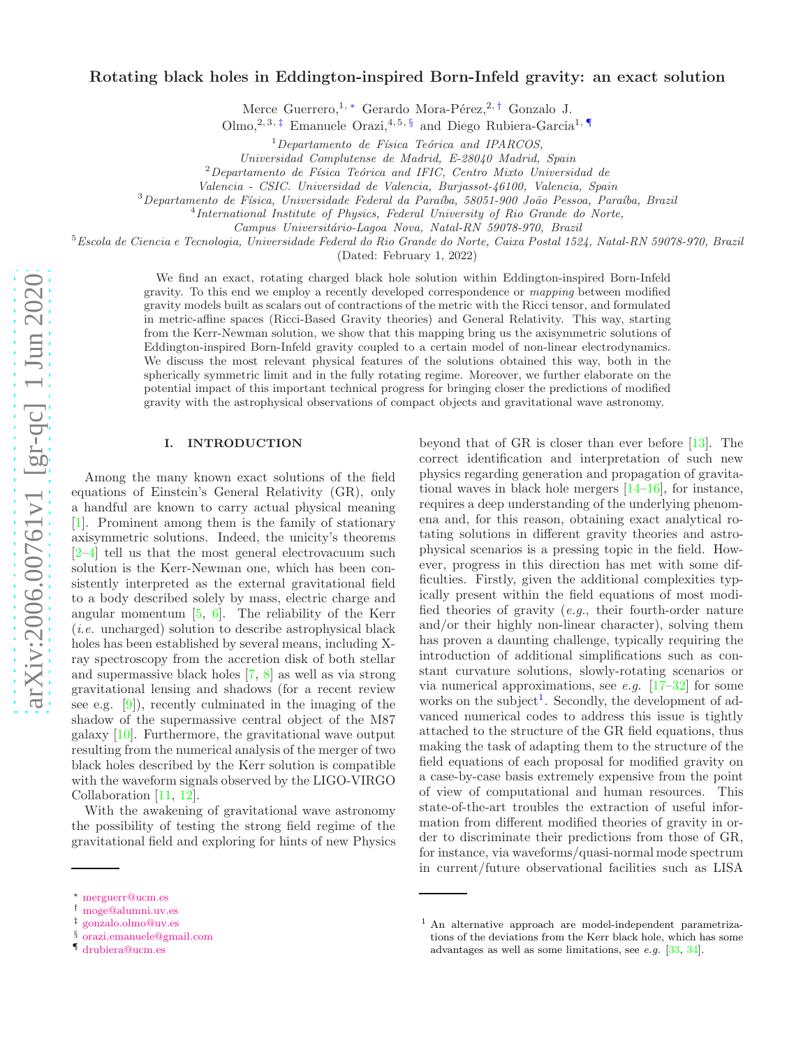# Rotating black holes in Eddington-inspired Born-Infeld gravity: an exact solution

Merce Guerrero,[1,*] Gerardo Mora-Pérez,[2,†] Gonzalo J. Olmo,[2,3,‡] Emanuele Orazi,[4,5,§] and Diego Rubiera-Garcia[1,¶]

[1] *Departamento de Física Teórica and IPARCOS, Universidad Complutense de Madrid, E-28040 Madrid, Spain*

[2] *Departamento de Física Teórica and IFIC, Centro Mixto Universidad de Valencia - CSIC. Universidad de Valencia, Burjassot-46100, Valencia, Spain*

[3] *Departamento de Física, Universidade Federal da Paraíba, 58051-900 João Pessoa, Paraíba, Brazil*

[4] *International Institute of Physics, Federal University of Rio Grande do Norte, Campus Universitário-Lagoa Nova, Natal-RN 59078-970, Brazil*

[5] *Escola de Ciencia e Tecnologia, Universidade Federal do Rio Grande do Norte, Caixa Postal 1524, Natal-RN 59078-970, Brazil*

(Dated: February 1, 2022)

We find an exact, rotating charged black hole solution within Eddington-inspired Born-Infeld gravity. To this end we employ a recently developed correspondence or *mapping* between modified gravity models built as scalars out of contractions of the metric with the Ricci tensor, and formulated in metric-affine spaces (Ricci-Based Gravity theories) and General Relativity. This way, starting from the Kerr-Newman solution, we show that this mapping bring us the axisymmetric solutions of Eddington-inspired Born-Infeld gravity coupled to a certain model of non-linear electrodynamics. We discuss the most relevant physical features of the solutions obtained this way, both in the spherically symmetric limit and in the fully rotating regime. Moreover, we further elaborate on the potential impact of this important technical progress for bringing closer the predictions of modified gravity with the astrophysical observations of compact objects and gravitational wave astronomy.

## I. INTRODUCTION

Among the many known exact solutions of the field equations of Einstein's General Relativity (GR), only a handful are known to carry actual physical meaning [1]. Prominent among them is the family of stationary axisymmetric solutions. Indeed, the unicity's theorems [2–4] tell us that the most general electrovacuum such solution is the Kerr-Newman one, which has been consistently interpreted as the external gravitational field to a body described solely by mass, electric charge and angular momentum [5, 6]. The reliability of the Kerr (*i.e.* uncharged) solution to describe astrophysical black holes has been established by several means, including X-ray spectroscopy from the accretion disk of both stellar and supermassive black holes [7, 8] as well as via strong gravitational lensing and shadows (for a recent review see e.g. [9]), recently culminated in the imaging of the shadow of the supermassive central object of the M87 galaxy [10]. Furthermore, the gravitational wave output resulting from the numerical analysis of the merger of two black holes described by the Kerr solution is compatible with the waveform signals observed by the LIGO-VIRGO Collaboration [11, 12].

With the awakening of gravitational wave astronomy the possibility of testing the strong field regime of the gravitational field and exploring for hints of new Physics beyond that of GR is closer than ever before [13]. The correct identification and interpretation of such new physics regarding generation and propagation of gravitational waves in black hole mergers [14–16], for instance, requires a deep understanding of the underlying phenomena and, for this reason, obtaining exact analytical rotating solutions in different gravity theories and astrophysical scenarios is a pressing topic in the field. However, progress in this direction has met with some difficulties. Firstly, given the additional complexities typically present within the field equations of most modified theories of gravity (*e.g.*, their fourth-order nature and/or their highly non-linear character), solving them has proven a daunting challenge, typically requiring the introduction of additional simplifications such as constant curvature solutions, slowly-rotating scenarios or via numerical approximations, see *e.g.* [17–32] for some works on the subject[1]. Secondly, the development of advanced numerical codes to address this issue is tightly attached to the structure of the GR field equations, thus making the task of adapting them to the structure of the field equations of each proposal for modified gravity on a case-by-case basis extremely expensive from the point of view of computational and human resources. This state-of-the-art troubles the extraction of useful information from different modified theories of gravity in order to discriminate their predictions from those of GR, for instance, via waveforms/quasi-normal mode spectrum in current/future observational facilities such as LISA

---

* merguerr@ucm.es
† moge@alumni.uv.es
‡ gonzalo.olmo@uv.es
§ orazi.emanuele@gmail.com
¶ drubiera@ucm.es

[1] An alternative approach are model-independent parametrizations of the deviations from the Kerr black hole, which has some advantages as well as some limitations, see *e.g.* [33, 34].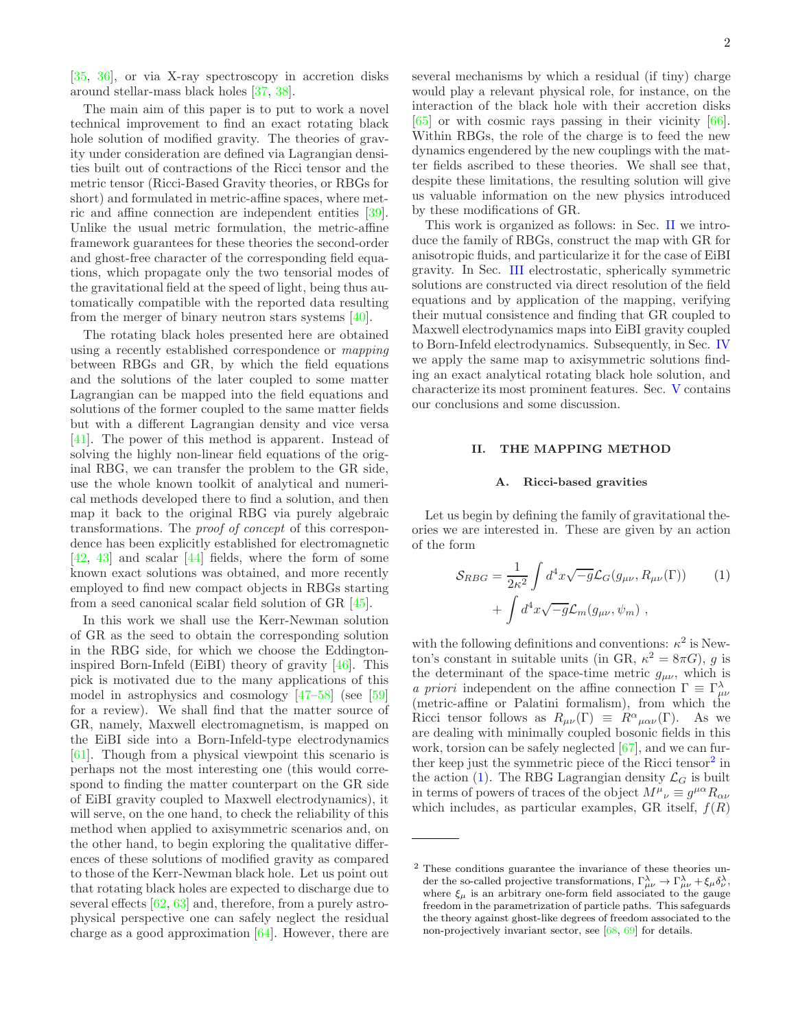[35, 36], or via X-ray spectroscopy in accretion disks around stellar-mass black holes [37, 38].

The main aim of this paper is to put to work a novel technical improvement to find an exact rotating black hole solution of modified gravity. The theories of gravity under consideration are defined via Lagrangian densities built out of contractions of the Ricci tensor and the metric tensor (Ricci-Based Gravity theories, or RBGs for short) and formulated in metric-affine spaces, where metric and affine connection are independent entities [39]. Unlike the usual metric formulation, the metric-affine framework guarantees for these theories the second-order and ghost-free character of the corresponding field equations, which propagate only the two tensorial modes of the gravitational field at the speed of light, being thus automatically compatible with the reported data resulting from the merger of binary neutron stars systems [40].

The rotating black holes presented here are obtained using a recently established correspondence or *mapping* between RBGs and GR, by which the field equations and the solutions of the later coupled to some matter Lagrangian can be mapped into the field equations and solutions of the former coupled to the same matter fields but with a different Lagrangian density and vice versa [41]. The power of this method is apparent. Instead of solving the highly non-linear field equations of the original RBG, we can transfer the problem to the GR side, use the whole known toolkit of analytical and numerical methods developed there to find a solution, and then map it back to the original RBG via purely algebraic transformations. The *proof of concept* of this correspondence has been explicitly established for electromagnetic [42, 43] and scalar [44] fields, where the form of some known exact solutions was obtained, and more recently employed to find new compact objects in RBGs starting from a seed canonical scalar field solution of GR [45].

In this work we shall use the Kerr-Newman solution of GR as the seed to obtain the corresponding solution in the RBG side, for which we choose the Eddington-inspired Born-Infeld (EiBI) theory of gravity [46]. This pick is motivated due to the many applications of this model in astrophysics and cosmology [47–58] (see [59] for a review). We shall find that the matter source of GR, namely, Maxwell electromagnetism, is mapped on the EiBI side into a Born-Infeld-type electrodynamics [61]. Though from a physical viewpoint this scenario is perhaps not the most interesting one (this would correspond to finding the matter counterpart on the GR side of EiBI gravity coupled to Maxwell electrodynamics), it will serve, on the one hand, to check the reliability of this method when applied to axisymmetric scenarios and, on the other hand, to begin exploring the qualitative differences of these solutions of modified gravity as compared to those of the Kerr-Newman black hole. Let us point out that rotating black holes are expected to discharge due to several effects [62, 63] and, therefore, from a purely astrophysical perspective one can safely neglect the residual charge as a good approximation [64]. However, there are several mechanisms by which a residual (if tiny) charge would play a relevant physical role, for instance, on the interaction of the black hole with their accretion disks [65] or with cosmic rays passing in their vicinity [66]. Within RBGs, the role of the charge is to feed the new dynamics engendered by the new couplings with the matter fields ascribed to these theories. We shall see that, despite these limitations, the resulting solution will give us valuable information on the new physics introduced by these modifications of GR.

This work is organized as follows: in Sec. II we introduce the family of RBGs, construct the map with GR for anisotropic fluids, and particularize it for the case of EiBI gravity. In Sec. III electrostatic, spherically symmetric solutions are constructed via direct resolution of the field equations and by application of the mapping, verifying their mutual consistence and finding that GR coupled to Maxwell electrodynamics maps into EiBI gravity coupled to Born-Infeld electrodynamics. Subsequently, in Sec. IV we apply the same map to axisymmetric solutions finding an exact analytical rotating black hole solution, and characterize its most prominent features. Sec. V contains our conclusions and some discussion.

## II. THE MAPPING METHOD

### A. Ricci-based gravities

Let us begin by defining the family of gravitational theories we are interested in. These are given by an action of the form

$$
\mathcal{S}_{RBG} = \frac{1}{2\kappa^2}\int d^4x\sqrt{-g}\mathcal{L}_G(g_{\mu\nu}, R_{\mu\nu}(\Gamma)) + \int d^4x\sqrt{-g}\mathcal{L}_m(g_{\mu\nu}, \psi_m) \ , \tag{1}
$$

with the following definitions and conventions: $\kappa^2$ is Newton's constant in suitable units (in GR, $\kappa^2 = 8\pi G$), $g$ is the determinant of the space-time metric $g_{\mu\nu}$, which is *a priori* independent on the affine connection $\Gamma \equiv \Gamma^\lambda_{\mu\nu}$ (metric-affine or Palatini formalism), from which the Ricci tensor follows as $R_{\mu\nu}(\Gamma) \equiv R^\alpha{}_{\mu\alpha\nu}(\Gamma)$. As we are dealing with minimally coupled bosonic fields in this work, torsion can be safely neglected [67], and we can further keep just the symmetric piece of the Ricci tensor[2] in the action (1). The RBG Lagrangian density $\mathcal{L}_G$ is built in terms of powers of traces of the object $M^\mu{}_\nu \equiv g^{\mu\alpha}R_{\alpha\nu}$ which includes, as particular examples, GR itself, $f(R)$

---

[2] These conditions guarantee the invariance of these theories under the so-called projective transformations, $\Gamma^\lambda_{\mu\nu} \to \Gamma^\lambda_{\mu\nu} + \xi_\mu \delta^\lambda_\nu$, where $\xi_\mu$ is an arbitrary one-form field associated to the gauge freedom in the parametrization of particle paths. This safeguards the theory against ghost-like degrees of freedom associated to the non-projectively invariant sector, see [68, 69] for details.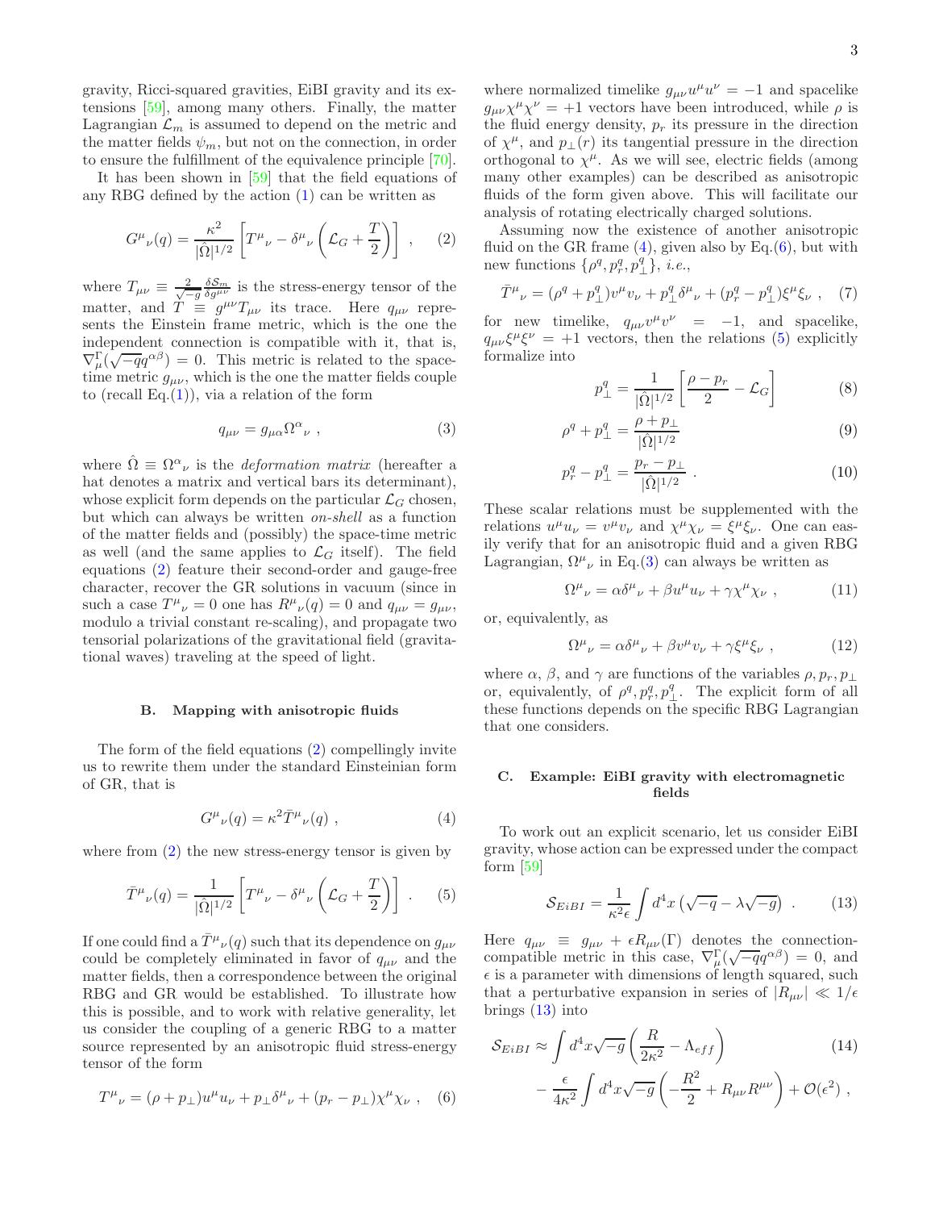gravity, Ricci-squared gravities, EiBI gravity and its extensions [59], among many others. Finally, the matter Lagrangian $\mathcal{L}_m$ is assumed to depend on the metric and the matter fields $\psi_m$, but not on the connection, in order to ensure the fulfillment of the equivalence principle [70].

It has been shown in [59] that the field equations of any RBG defined by the action (1) can be written as

$$G^{\mu}{}_{\nu}(q) = \frac{\kappa^2}{|\hat{\Omega}|^{1/2}}\left[T^{\mu}{}_{\nu} - \delta^{\mu}{}_{\nu}\left(\mathcal{L}_G + \frac{T}{2}\right)\right] , \quad (2)$$

where $T_{\mu\nu} \equiv \frac{2}{\sqrt{-g}}\frac{\delta \mathcal{S}_m}{\delta g^{\mu\nu}}$ is the stress-energy tensor of the matter, and $T \equiv g^{\mu\nu}T_{\mu\nu}$ its trace. Here $q_{\mu\nu}$ represents the Einstein frame metric, which is the one the independent connection is compatible with it, that is, $\nabla_\mu^\Gamma(\sqrt{-q}q^{\alpha\beta}) = 0$. This metric is related to the space-time metric $g_{\mu\nu}$, which is the one the matter fields couple to (recall Eq.(1)), via a relation of the form

$$q_{\mu\nu} = g_{\mu\alpha}\Omega^{\alpha}{}_{\nu} , \quad (3)$$

where $\hat{\Omega} \equiv \Omega^{\alpha}{}_{\nu}$ is the *deformation matrix* (hereafter a hat denotes a matrix and vertical bars its determinant), whose explicit form depends on the particular $\mathcal{L}_G$ chosen, but which can always be written *on-shell* as a function of the matter fields and (possibly) the space-time metric as well (and the same applies to $\mathcal{L}_G$ itself). The field equations (2) feature their second-order and gauge-free character, recover the GR solutions in vacuum (since in such a case $T^{\mu}{}_{\nu} = 0$ one has $R^{\mu}{}_{\nu}(q) = 0$ and $q_{\mu\nu} = g_{\mu\nu}$, modulo a trivial constant re-scaling), and propagate two tensorial polarizations of the gravitational field (gravitational waves) traveling at the speed of light.

### B. Mapping with anisotropic fluids

The form of the field equations (2) compellingly invite us to rewrite them under the standard Einsteinian form of GR, that is

$$G^{\mu}{}_{\nu}(q) = \kappa^2 \bar{T}^{\mu}{}_{\nu}(q) , \quad (4)$$

where from (2) the new stress-energy tensor is given by

$$\bar{T}^{\mu}{}_{\nu}(q) = \frac{1}{|\hat{\Omega}|^{1/2}}\left[T^{\mu}{}_{\nu} - \delta^{\mu}{}_{\nu}\left(\mathcal{L}_G + \frac{T}{2}\right)\right] . \quad (5)$$

If one could find a $\bar{T}^{\mu}{}_{\nu}(q)$ such that its dependence on $g_{\mu\nu}$ could be completely eliminated in favor of $q_{\mu\nu}$ and the matter fields, then a correspondence between the original RBG and GR would be established. To illustrate how this is possible, and to work with relative generality, let us consider the coupling of a generic RBG to a matter source represented by an anisotropic fluid stress-energy tensor of the form

$$T^{\mu}{}_{\nu} = (\rho + p_\perp)u^{\mu}u_{\nu} + p_\perp \delta^{\mu}{}_{\nu} + (p_r - p_\perp)\chi^{\mu}\chi_{\nu} , \quad (6)$$

where normalized timelike $g_{\mu\nu}u^{\mu}u^{\nu} = -1$ and spacelike $g_{\mu\nu}\chi^{\mu}\chi^{\nu} = +1$ vectors have been introduced, while $\rho$ is the fluid energy density, $p_r$ its pressure in the direction of $\chi^{\mu}$, and $p_\perp(r)$ its tangential pressure in the direction orthogonal to $\chi^{\mu}$. As we will see, electric fields (among many other examples) can be described as anisotropic fluids of the form given above. This will facilitate our analysis of rotating electrically charged solutions.

Assuming now the existence of another anisotropic fluid on the GR frame (4), given also by Eq.(6), but with new functions $\{\rho^q, p_r^q, p_\perp^q\}$, *i.e.*,

$$\bar{T}^{\mu}{}_{\nu} = (\rho^q + p_\perp^q)v^{\mu}v_{\nu} + p_\perp^q \delta^{\mu}{}_{\nu} + (p_r^q - p_\perp^q)\xi^{\mu}\xi_{\nu} , \quad (7)$$

for new timelike, $q_{\mu\nu}v^{\mu}v^{\nu} = -1$, and spacelike, $q_{\mu\nu}\xi^{\mu}\xi^{\nu} = +1$ vectors, then the relations (5) explicitly formalize into

$$p_\perp^q = \frac{1}{|\hat{\Omega}|^{1/2}}\left[\frac{\rho - p_r}{2} - \mathcal{L}_G\right] \quad (8)$$

$$\rho^q + p_\perp^q = \frac{\rho + p_\perp}{|\hat{\Omega}|^{1/2}} \quad (9)$$

$$p_r^q - p_\perp^q = \frac{p_r - p_\perp}{|\hat{\Omega}|^{1/2}} . \quad (10)$$

These scalar relations must be supplemented with the relations $u^{\mu}u_{\nu} = v^{\mu}v_{\nu}$ and $\chi^{\mu}\chi_{\nu} = \xi^{\mu}\xi_{\nu}$. One can easily verify that for an anisotropic fluid and a given RBG Lagrangian, $\Omega^{\mu}{}_{\nu}$ in Eq.(3) can always be written as

$$\Omega^{\mu}{}_{\nu} = \alpha\delta^{\mu}{}_{\nu} + \beta u^{\mu}u_{\nu} + \gamma\chi^{\mu}\chi_{\nu} , \quad (11)$$

or, equivalently, as

$$\Omega^{\mu}{}_{\nu} = \alpha\delta^{\mu}{}_{\nu} + \beta v^{\mu}v_{\nu} + \gamma\xi^{\mu}\xi_{\nu} , \quad (12)$$

where $\alpha$, $\beta$, and $\gamma$ are functions of the variables $\rho, p_r, p_\perp$ or, equivalently, of $\rho^q, p_r^q, p_\perp^q$. The explicit form of all these functions depends on the specific RBG Lagrangian that one considers.

### C. Example: EiBI gravity with electromagnetic fields

To work out an explicit scenario, let us consider EiBI gravity, whose action can be expressed under the compact form [59]

$$\mathcal{S}_{EiBI} = \frac{1}{\kappa^2\epsilon}\int d^4x\left(\sqrt{-q} - \lambda\sqrt{-g}\right) . \quad (13)$$

Here $q_{\mu\nu} \equiv g_{\mu\nu} + \epsilon R_{\mu\nu}(\Gamma)$ denotes the connection-compatible metric in this case, $\nabla_\mu^\Gamma(\sqrt{-q}q^{\alpha\beta}) = 0$, and $\epsilon$ is a parameter with dimensions of length squared, such that a perturbative expansion in series of $|R_{\mu\nu}| \ll 1/\epsilon$ brings (13) into

$$\mathcal{S}_{EiBI} \approx \int d^4x\sqrt{-g}\left(\frac{R}{2\kappa^2} - \Lambda_{eff}\right) \quad (14)$$
$$- \frac{\epsilon}{4\kappa^2}\int d^4x\sqrt{-g}\left(-\frac{R^2}{2} + R_{\mu\nu}R^{\mu\nu}\right) + \mathcal{O}(\epsilon^2) ,$$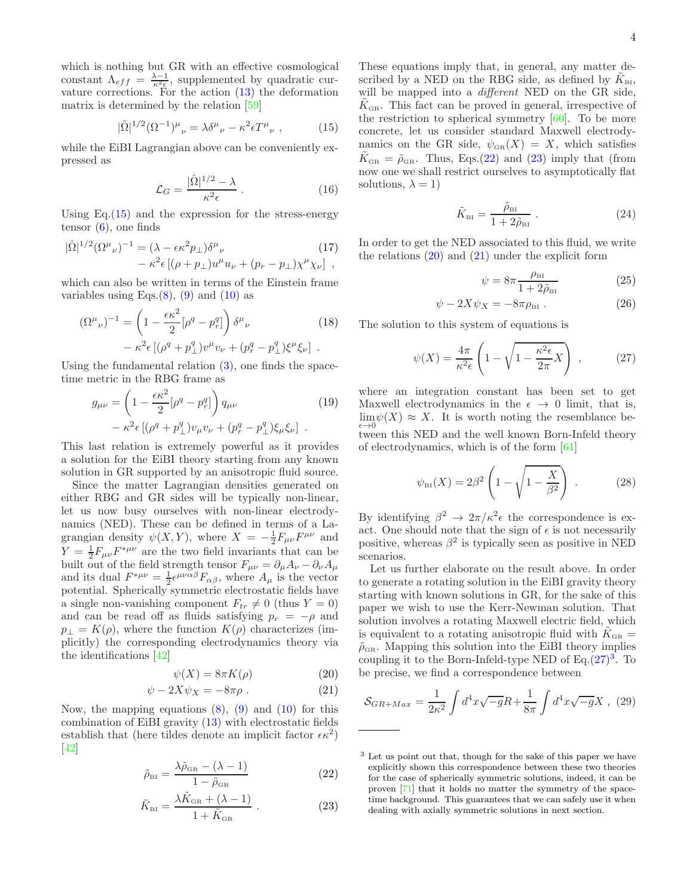which is nothing but GR with an effective cosmological constant $\Lambda_{eff} = \frac{\lambda-1}{\kappa^2\epsilon}$, supplemented by quadratic curvature corrections. For the action (13) the deformation matrix is determined by the relation [59]

$$|\hat{\Omega}|^{1/2}(\Omega^{-1})^{\mu}{}_{\nu} = \lambda\delta^{\mu}{}_{\nu} - \kappa^2\epsilon T^{\mu}{}_{\nu} \ , \tag{15}$$

while the EiBI Lagrangian above can be conveniently expressed as

$$\mathcal{L}_G = \frac{|\hat{\Omega}|^{1/2} - \lambda}{\kappa^2\epsilon} \ . \tag{16}$$

Using Eq.(15) and the expression for the stress-energy tensor (6), one finds

$$|\hat{\Omega}|^{1/2}(\Omega^{\mu}{}_{\nu})^{-1} = (\lambda - \epsilon\kappa^2 p_{\perp})\delta^{\mu}{}_{\nu} - \kappa^2\epsilon\left[(\rho + p_{\perp})u^{\mu}u_{\nu} + (p_r - p_{\perp})\chi^{\mu}\chi_{\nu}\right] \ , \tag{17}$$

which can also be written in terms of the Einstein frame variables using Eqs.(8), (9) and (10) as

$$(\Omega^{\mu}{}_{\nu})^{-1} = \left(1 - \frac{\epsilon\kappa^2}{2}[\rho^q - p^q_r]\right)\delta^{\mu}{}_{\nu} - \kappa^2\epsilon\left[(\rho^q + p^q_{\perp})v^{\mu}v_{\nu} + (p^q_r - p^q_{\perp})\xi^{\mu}\xi_{\nu}\right] \ . \tag{18}$$

Using the fundamental relation (3), one finds the spacetime metric in the RBG frame as

$$g_{\mu\nu} = \left(1 - \frac{\epsilon\kappa^2}{2}[\rho^q - p^q_r]\right)q_{\mu\nu} - \kappa^2\epsilon\left[(\rho^q + p^q_{\perp})v_{\mu}v_{\nu} + (p^q_r - p^q_{\perp})\xi_{\mu}\xi_{\nu}\right] \ . \tag{19}$$

This last relation is extremely powerful as it provides a solution for the EiBI theory starting from any known solution in GR supported by an anisotropic fluid source.

Since the matter Lagrangian densities generated on either RBG and GR sides will be typically non-linear, let us now busy ourselves with non-linear electrodynamics (NED). These can be defined in terms of a Lagrangian density $\psi(X,Y)$, where $X = -\frac{1}{2}F_{\mu\nu}F^{\mu\nu}$ and $Y = \frac{1}{2}F_{\mu\nu}F^{*\mu\nu}$ are the two field invariants that can be built out of the field strength tensor $F_{\mu\nu} = \partial_{\mu}A_{\nu} - \partial_{\nu}A_{\mu}$ and its dual $F^{*\mu\nu} = \frac{1}{2}\epsilon^{\mu\nu\alpha\beta}F_{\alpha\beta}$, where $A_{\mu}$ is the vector potential. Spherically symmetric electrostatic fields have a single non-vanishing component $F_{tr} \neq 0$ (thus $Y = 0$) and can be read off as fluids satisfying $p_r = -\rho$ and $p_{\perp} = K(\rho)$, where the function $K(\rho)$ characterizes (implicitly) the corresponding electrodynamics theory via the identifications [42]

$$\psi(X) = 8\pi K(\rho) \tag{20}$$

$$\psi - 2X\psi_X = -8\pi\rho \ . \tag{21}$$

Now, the mapping equations (8), (9) and (10) for this combination of EiBI gravity (13) with electrostatic fields establish that (here tildes denote an implicit factor $\epsilon\kappa^2$) [42]

$$\tilde{\rho}_{\rm BI} = \frac{\lambda\tilde{\rho}_{\rm GR} - (\lambda-1)}{1 - \tilde{\rho}_{\rm GR}} \tag{22}$$

$$\tilde{K}_{\rm BI} = \frac{\lambda\tilde{K}_{\rm GR} + (\lambda-1)}{1 + \tilde{K}_{\rm GR}} \ . \tag{23}$$

These equations imply that, in general, any matter described by a NED on the RBG side, as defined by $\tilde{K}_{\rm BI}$, will be mapped into a *different* NED on the GR side, $\tilde{K}_{\rm GR}$. This fact can be proved in general, irrespective of the restriction to spherical symmetry [60]. To be more concrete, let us consider standard Maxwell electrodynamics on the GR side, $\psi_{\rm GR}(X) = X$, which satisfies $\tilde{K}_{\rm GR} = \tilde{\rho}_{\rm GR}$. Thus, Eqs.(22) and (23) imply that (from now one we shall restrict ourselves to asymptotically flat solutions, $\lambda = 1$)

$$\tilde{K}_{\rm BI} = \frac{\tilde{\rho}_{\rm BI}}{1 + 2\tilde{\rho}_{\rm BI}} \ . \tag{24}$$

In order to get the NED associated to this fluid, we write the relations (20) and (21) under the explicit form

$$\psi = 8\pi\frac{\rho_{\rm BI}}{1 + 2\tilde{\rho}_{\rm BI}} \tag{25}$$

$$\psi - 2X\psi_X = -8\pi\rho_{\rm BI} \ . \tag{26}$$

The solution to this system of equations is

$$\psi(X) = \frac{4\pi}{\kappa^2\epsilon}\left(1 - \sqrt{1 - \frac{\kappa^2\epsilon}{2\pi}X}\right) \ , \tag{27}$$

where an integration constant has been set to get Maxwell electrodynamics in the $\epsilon \to 0$ limit, that is, $\lim_{\epsilon\to 0}\psi(X) \approx X$. It is worth noting the resemblance between this NED and the well known Born-Infeld theory of electrodynamics, which is of the form [61]

$$\psi_{\rm BI}(X) = 2\beta^2\left(1 - \sqrt{1 - \frac{X}{\beta^2}}\right) \ . \tag{28}$$

By identifying $\beta^2 \to 2\pi/\kappa^2\epsilon$ the correspondence is exact. One should note that the sign of $\epsilon$ is not necessarily positive, whereas $\beta^2$ is typically seen as positive in NED scenarios.

Let us further elaborate on the result above. In order to generate a rotating solution in the EiBI gravity theory starting with known solutions in GR, for the sake of this paper we wish to use the Kerr-Newman solution. That solution involves a rotating Maxwell electric field, which is equivalent to a rotating anisotropic fluid with $\tilde{K}_{\rm GR} = \tilde{\rho}_{\rm GR}$. Mapping this solution into the EiBI theory implies coupling it to the Born-Infeld-type NED of Eq.(27)[3]. To be precise, we find a correspondence between

$$\mathcal{S}_{GR+Max} = \frac{1}{2\kappa^2}\int d^4x\sqrt{-g}R + \frac{1}{8\pi}\int d^4x\sqrt{-g}X \ , \tag{29}$$

[3] Let us point out that, though for the sake of this paper we have explicitly shown this correspondence between these two theories for the case of spherically symmetric solutions, indeed, it can be proven [71] that it holds no matter the symmetry of the spacetime background. This guarantees that we can safely use it when dealing with axially symmetric solutions in next section.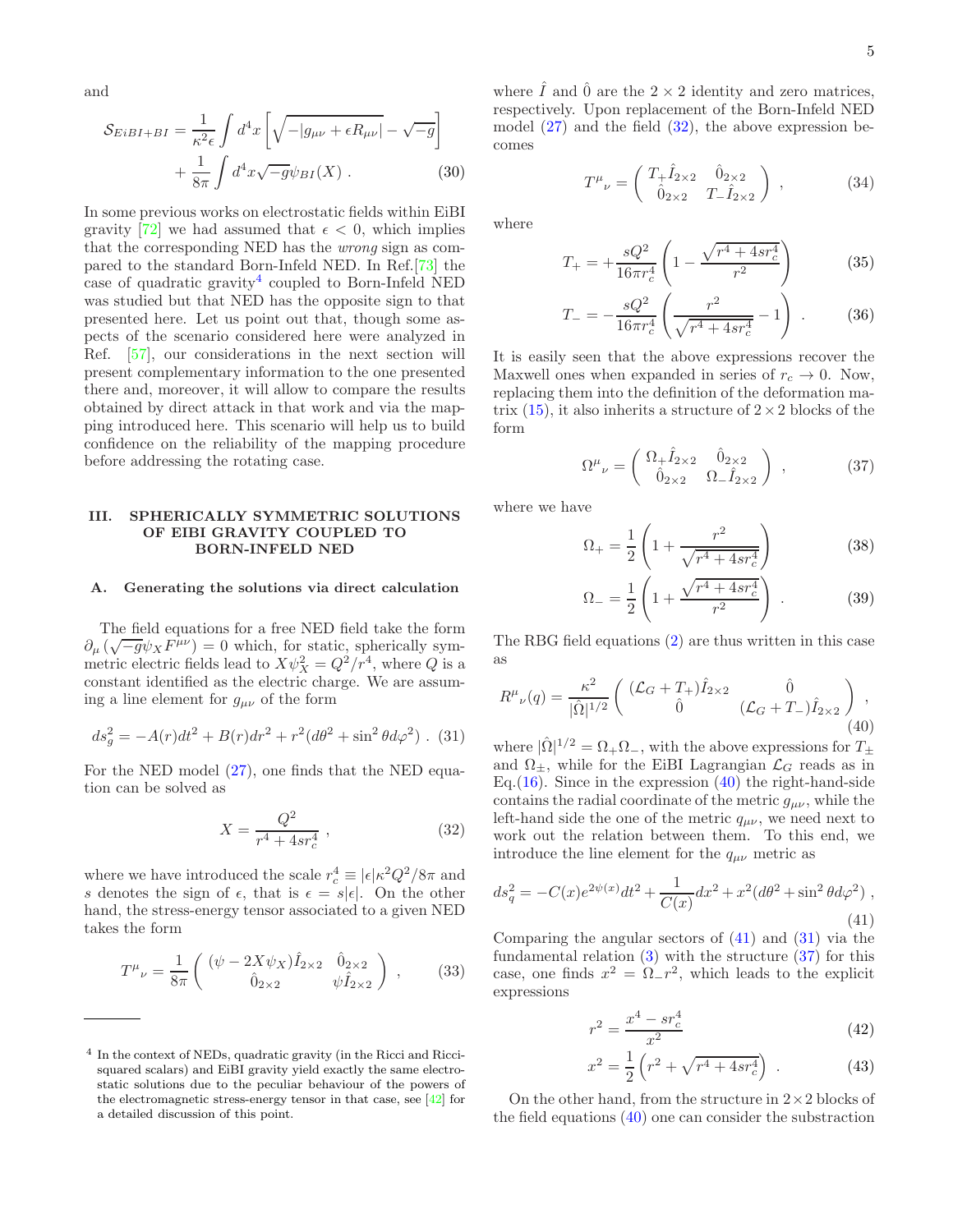and

$$
\mathcal{S}_{EiBI+BI} = \frac{1}{\kappa^2\epsilon}\int d^4x\left[\sqrt{-|g_{\mu\nu}+\epsilon R_{\mu\nu}|}-\sqrt{-g}\right] + \frac{1}{8\pi}\int d^4x\sqrt{-g}\psi_{BI}(X) \ . \tag{30}
$$

In some previous works on electrostatic fields within EiBI gravity [72] we had assumed that $\epsilon < 0$, which implies that the corresponding NED has the *wrong* sign as compared to the standard Born-Infeld NED. In Ref.[73] the case of quadratic gravity[4] coupled to Born-Infeld NED was studied but that NED has the opposite sign to that presented here. Let us point out that, though some aspects of the scenario considered here were analyzed in Ref. [57], our considerations in the next section will present complementary information to the one presented there and, moreover, it will allow to compare the results obtained by direct attack in that work and via the mapping introduced here. This scenario will help us to build confidence on the reliability of the mapping procedure before addressing the rotating case.

## III. SPHERICALLY SYMMETRIC SOLUTIONS OF EIBI GRAVITY COUPLED TO BORN-INFELD NED

### A. Generating the solutions via direct calculation

The field equations for a free NED field take the form $\partial_\mu\left(\sqrt{-g}\psi_X F^{\mu\nu}\right)=0$ which, for static, spherically symmetric electric fields lead to $X\psi_X^2 = Q^2/r^4$, where $Q$ is a constant identified as the electric charge. We are assuming a line element for $g_{\mu\nu}$ of the form

$$
ds_g^2 = -A(r)dt^2 + B(r)dr^2 + r^2(d\theta^2+\sin^2\theta d\varphi^2) \ . \tag{31}
$$

For the NED model (27), one finds that the NED equation can be solved as

$$
X = \frac{Q^2}{r^4+4sr_c^4} \ , \tag{32}
$$

where we have introduced the scale $r_c^4 \equiv |\epsilon|\kappa^2 Q^2/8\pi$ and $s$ denotes the sign of $\epsilon$, that is $\epsilon = s|\epsilon|$. On the other hand, the stress-energy tensor associated to a given NED takes the form

$$
T^\mu{}_\nu = \frac{1}{8\pi}\begin{pmatrix} (\psi - 2X\psi_X)\hat{I}_{2\times 2} & \hat{0}_{2\times 2} \\ \hat{0}_{2\times 2} & \psi \hat{I}_{2\times 2}\end{pmatrix} \ , \tag{33}
$$

where $\hat{I}$ and $\hat{0}$ are the $2\times 2$ identity and zero matrices, respectively. Upon replacement of the Born-Infeld NED model (27) and the field (32), the above expression becomes

$$
T^\mu{}_\nu = \begin{pmatrix} T_+\hat{I}_{2\times 2} & \hat{0}_{2\times 2} \\ \hat{0}_{2\times 2} & T_- \hat{I}_{2\times 2}\end{pmatrix} \ , \tag{34}
$$

where

$$
T_+ = +\frac{sQ^2}{16\pi r_c^4}\left(1-\frac{\sqrt{r^4+4sr_c^4}}{r^2}\right) \tag{35}
$$

$$
T_- = -\frac{sQ^2}{16\pi r_c^4}\left(\frac{r^2}{\sqrt{r^4+4sr_c^4}}-1\right) \ . \tag{36}
$$

It is easily seen that the above expressions recover the Maxwell ones when expanded in series of $r_c \to 0$. Now, replacing them into the definition of the deformation matrix (15), it also inherits a structure of $2\times 2$ blocks of the form

$$
\Omega^\mu{}_\nu = \begin{pmatrix} \Omega_+\hat{I}_{2\times 2} & \hat{0}_{2\times 2} \\ \hat{0}_{2\times 2} & \Omega_- \hat{I}_{2\times 2}\end{pmatrix} \ , \tag{37}
$$

where we have

$$
\Omega_+ = \frac{1}{2}\left(1+\frac{r^2}{\sqrt{r^4+4sr_c^4}}\right) \tag{38}
$$

$$
\Omega_- = \frac{1}{2}\left(1+\frac{\sqrt{r^4+4sr_c^4}}{r^2}\right) \ . \tag{39}
$$

The RBG field equations (2) are thus written in this case as

$$
R^\mu{}_\nu(q) = \frac{\kappa^2}{|\hat{\Omega}|^{1/2}}\begin{pmatrix} (\mathcal{L}_G+T_+)\hat{I}_{2\times 2} & \hat{0} \\ \hat{0} & (\mathcal{L}_G+T_-)\hat{I}_{2\times 2}\end{pmatrix} \ , \tag{40}
$$

where $|\hat{\Omega}|^{1/2} = \Omega_+\Omega_-$, with the above expressions for $T_\pm$ and $\Omega_\pm$, while for the EiBI Lagrangian $\mathcal{L}_G$ reads as in Eq.(16). Since in the expression (40) the right-hand-side contains the radial coordinate of the metric $g_{\mu\nu}$, while the left-hand side the one of the metric $q_{\mu\nu}$, we need next to work out the relation between them. To this end, we introduce the line element for the $q_{\mu\nu}$ metric as

$$
ds_q^2 = -C(x)e^{2\psi(x)}dt^2 + \frac{1}{C(x)}dx^2 + x^2(d\theta^2+\sin^2\theta d\varphi^2) \ , \tag{41}
$$

Comparing the angular sectors of (41) and (31) via the fundamental relation (3) with the structure (37) for this case, one finds $x^2 = \Omega_- r^2$, which leads to the explicit expressions

$$
r^2 = \frac{x^4 - sr_c^4}{x^2} \tag{42}
$$

$$
x^2 = \frac{1}{2}\left(r^2+\sqrt{r^4+4sr_c^4}\right) \ . \tag{43}
$$

On the other hand, from the structure in $2\times 2$ blocks of the field equations (40) one can consider the substraction

[4] In the context of NEDs, quadratic gravity (in the Ricci and Ricci-squared scalars) and EiBI gravity yield exactly the same electrostatic solutions due to the peculiar behaviour of the powers of the electromagnetic stress-energy tensor in that case, see [42] for a detailed discussion of this point.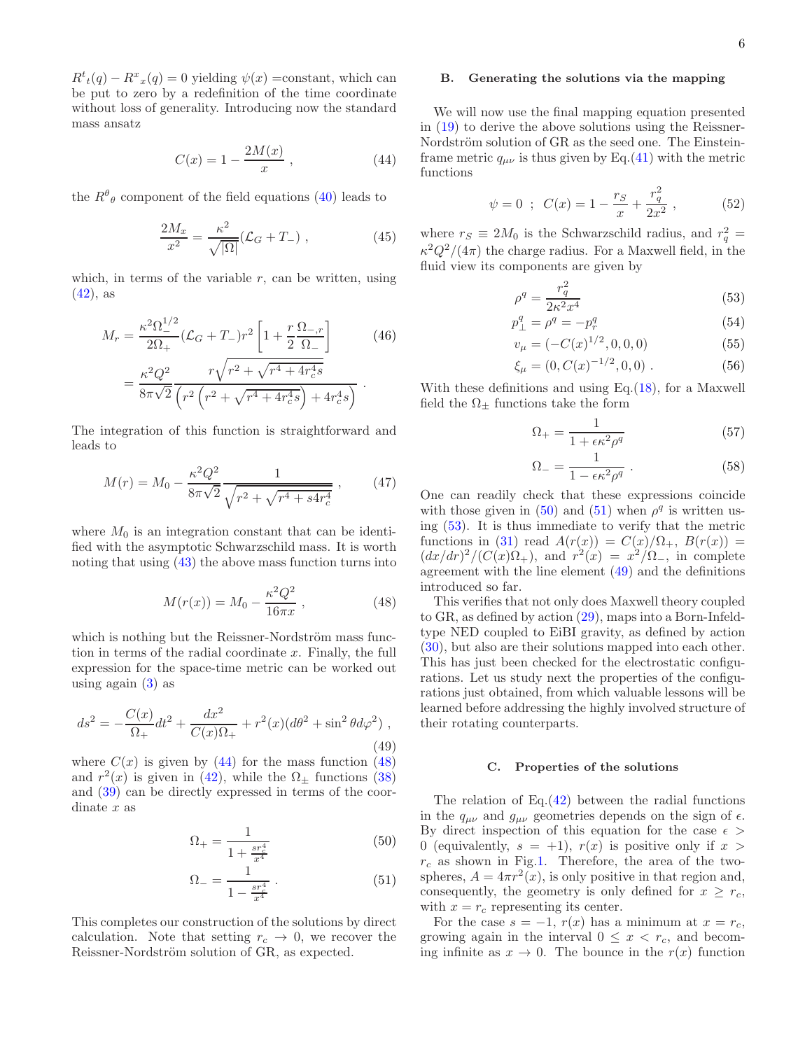$R^t{}_t(q) - R^x{}_x(q) = 0$ yielding $\psi(x)$ =constant, which can be put to zero by a redefinition of the time coordinate without loss of generality. Introducing now the standard mass ansatz

$$C(x) = 1 - \frac{2M(x)}{x} \ , \tag{44}$$

the $R^\theta{}_\theta$ component of the field equations (40) leads to

$$\frac{2M_x}{x^2} = \frac{\kappa^2}{\sqrt{|\Omega|}}(\mathcal{L}_G + T_-) \ , \tag{45}$$

which, in terms of the variable $r$, can be written, using (42), as

$$\begin{aligned} M_r &= \frac{\kappa^2 \Omega_-^{1/2}}{2\Omega_+}(\mathcal{L}_G + T_-) r^2 \left[1 + \frac{r}{2}\frac{\Omega_{-,r}}{\Omega_-}\right] \\ &= \frac{\kappa^2 Q^2}{8\pi\sqrt{2}} \frac{r\sqrt{r^2 + \sqrt{r^4 + 4r_c^4 s}}}{\left(r^2\left(r^2 + \sqrt{r^4 + 4r_c^4 s}\right) + 4r_c^4 s\right)} \ . \end{aligned} \tag{46}$$

The integration of this function is straightforward and leads to

$$M(r) = M_0 - \frac{\kappa^2 Q^2}{8\pi\sqrt{2}} \frac{1}{\sqrt{r^2 + \sqrt{r^4 + s4r_c^4}}} \ , \tag{47}$$

where $M_0$ is an integration constant that can be identified with the asymptotic Schwarzschild mass. It is worth noting that using (43) the above mass function turns into

$$M(r(x)) = M_0 - \frac{\kappa^2 Q^2}{16\pi x} \ , \tag{48}$$

which is nothing but the Reissner-Nordström mass function in terms of the radial coordinate $x$. Finally, the full expression for the space-time metric can be worked out using again (3) as

$$ds^2 = -\frac{C(x)}{\Omega_+}dt^2 + \frac{dx^2}{C(x)\Omega_+} + r^2(x)(d\theta^2 + \sin^2\theta d\varphi^2) \ , \tag{49}$$

where $C(x)$ is given by (44) for the mass function (48) and $r^2(x)$ is given in (42), while the $\Omega_\pm$ functions (38) and (39) can be directly expressed in terms of the coordinate $x$ as

$$\Omega_+ = \frac{1}{1 + \frac{sr_c^4}{x^4}} \tag{50}$$

$$\Omega_- = \frac{1}{1 - \frac{sr_c^4}{x^4}} \ . \tag{51}$$

This completes our construction of the solutions by direct calculation. Note that setting $r_c \to 0$, we recover the Reissner-Nordström solution of GR, as expected.

### B. Generating the solutions via the mapping

We will now use the final mapping equation presented in (19) to derive the above solutions using the Reissner-Nordström solution of GR as the seed one. The Einstein-frame metric $q_{\mu\nu}$ is thus given by Eq.(41) with the metric functions

$$\psi = 0 \ \ ; \ \ C(x) = 1 - \frac{r_S}{x} + \frac{r_q^2}{2x^2} \ , \tag{52}$$

where $r_S \equiv 2M_0$ is the Schwarzschild radius, and $r_q^2 = \kappa^2 Q^2/(4\pi)$ the charge radius. For a Maxwell field, in the fluid view its components are given by

$$\rho^q = \frac{r_q^2}{2\kappa^2 x^4} \tag{53}$$

$$p_\perp^q = \rho^q = -p_r^q \tag{54}$$

$$v_\mu = (-C(x)^{1/2}, 0, 0, 0) \tag{55}$$

$$\xi_\mu = (0, C(x)^{-1/2}, 0, 0) \ . \tag{56}$$

With these definitions and using Eq.(18), for a Maxwell field the $\Omega_\pm$ functions take the form

$$\Omega_+ = \frac{1}{1 + \epsilon\kappa^2\rho^q} \tag{57}$$

$$\Omega_- = \frac{1}{1 - \epsilon\kappa^2\rho^q} \ . \tag{58}$$

One can readily check that these expressions coincide with those given in (50) and (51) when $\rho^q$ is written using (53). It is thus immediate to verify that the metric functions in (31) read $A(r(x)) = C(x)/\Omega_+$, $B(r(x)) = (dx/dr)^2/(C(x)\Omega_+)$, and $r^2(x) = x^2/\Omega_-$, in complete agreement with the line element (49) and the definitions introduced so far.

This verifies that not only does Maxwell theory coupled to GR, as defined by action (29), maps into a Born-Infeld-type NED coupled to EiBI gravity, as defined by action (30), but also are their solutions mapped into each other. This has just been checked for the electrostatic configurations. Let us study next the properties of the configurations just obtained, from which valuable lessons will be learned before addressing the highly involved structure of their rotating counterparts.

### C. Properties of the solutions

The relation of Eq.(42) between the radial functions in the $q_{\mu\nu}$ and $g_{\mu\nu}$ geometries depends on the sign of $\epsilon$. By direct inspection of this equation for the case $\epsilon > 0$ (equivalently, $s = +1$), $r(x)$ is positive only if $x > r_c$ as shown in Fig.1. Therefore, the area of the two-spheres, $A = 4\pi r^2(x)$, is only positive in that region and, consequently, the geometry is only defined for $x \geq r_c$, with $x = r_c$ representing its center.

For the case $s = -1$, $r(x)$ has a minimum at $x = r_c$, growing again in the interval $0 \leq x < r_c$, and becoming infinite as $x \to 0$. The bounce in the $r(x)$ function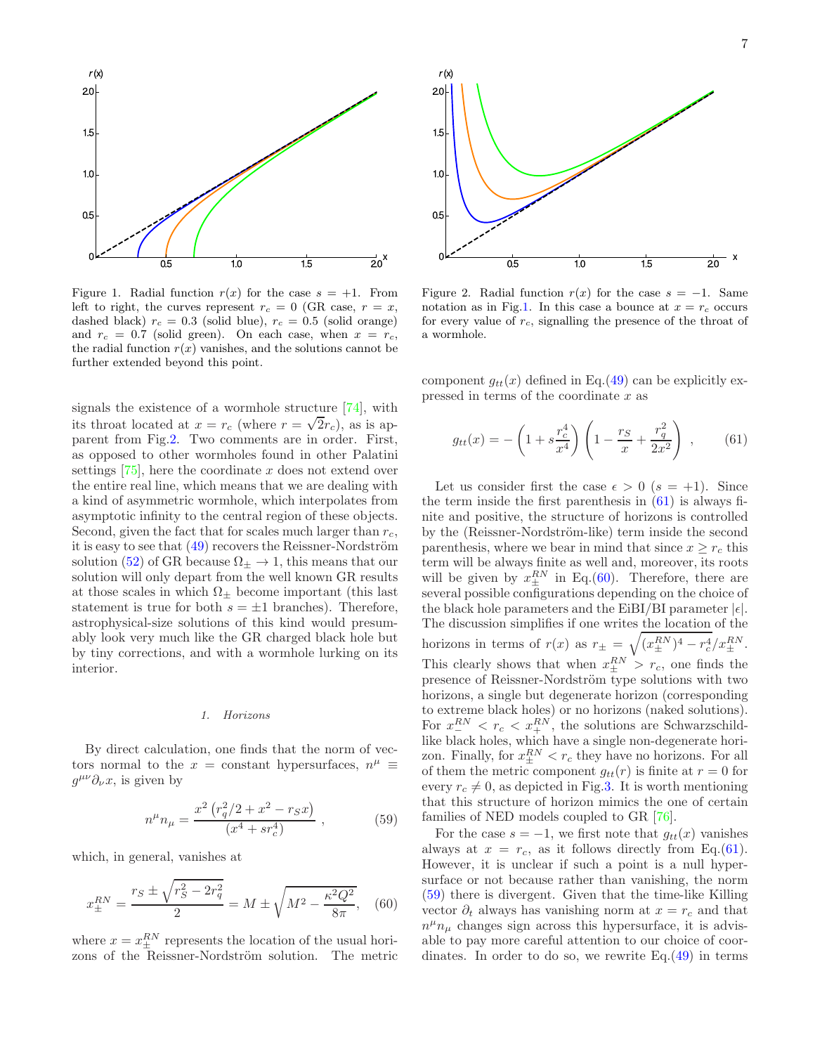Figure 1. Radial function $r(x)$ for the case $s = +1$. From left to right, the curves represent $r_c = 0$ (GR case, $r = x$, dashed black) $r_c = 0.3$ (solid blue), $r_c = 0.5$ (solid orange) and $r_c = 0.7$ (solid green). On each case, when $x = r_c$, the radial function $r(x)$ vanishes, and the solutions cannot be further extended beyond this point.

Figure 2. Radial function $r(x)$ for the case $s = -1$. Same notation as in Fig.1. In this case a bounce at $x = r_c$ occurs for every value of $r_c$, signalling the presence of the throat of a wormhole.

signals the existence of a wormhole structure [74], with its throat located at $x = r_c$ (where $r = \sqrt{2}r_c$), as is apparent from Fig.2. Two comments are in order. First, as opposed to other wormholes found in other Palatini settings [75], here the coordinate $x$ does not extend over the entire real line, which means that we are dealing with a kind of asymmetric wormhole, which interpolates from asymptotic infinity to the central region of these objects. Second, given the fact that for scales much larger than $r_c$, it is easy to see that (49) recovers the Reissner-Nordström solution (52) of GR because $\Omega_\pm \to 1$, this means that our solution will only depart from the well known GR results at those scales in which $\Omega_\pm$ become important (this last statement is true for both $s = \pm 1$ branches). Therefore, astrophysical-size solutions of this kind would presumably look very much like the GR charged black hole but by tiny corrections, and with a wormhole lurking on its interior.

### 1. Horizons

By direct calculation, one finds that the norm of vectors normal to the $x =$ constant hypersurfaces, $n^\mu \equiv g^{\mu\nu}\partial_\nu x$, is given by

$$n^\mu n_\mu = \frac{x^2\left(r_q^2/2 + x^2 - r_S x\right)}{(x^4 + s r_c^4)} \ , \qquad (59)$$

which, in general, vanishes at

$$x_\pm^{RN} = \frac{r_S \pm \sqrt{r_S^2 - 2r_q^2}}{2} = M \pm \sqrt{M^2 - \frac{\kappa^2 Q^2}{8\pi}}, \quad (60)$$

where $x = x_\pm^{RN}$ represents the location of the usual horizons of the Reissner-Nordström solution. The metric component $g_{tt}(x)$ defined in Eq.(49) can be explicitly expressed in terms of the coordinate $x$ as

$$g_{tt}(x) = -\left(1 + s\frac{r_c^4}{x^4}\right)\left(1 - \frac{r_S}{x} + \frac{r_q^2}{2x^2}\right) \ , \qquad (61)$$

Let us consider first the case $\epsilon > 0$ ($s = +1$). Since the term inside the first parenthesis in (61) is always finite and positive, the structure of horizons is controlled by the (Reissner-Nordström-like) term inside the second parenthesis, where we bear in mind that since $x \geq r_c$ this term will be always finite as well and, moreover, its roots will be given by $x_\pm^{RN}$ in Eq.(60). Therefore, there are several possible configurations depending on the choice of the black hole parameters and the EiBI/BI parameter $|\epsilon|$. The discussion simplifies if one writes the location of the horizons in terms of $r(x)$ as $r_\pm = \sqrt{(x_\pm^{RN})^4 - r_c^4}/x_\pm^{RN}$. This clearly shows that when $x_\pm^{RN} > r_c$, one finds the presence of Reissner-Nordström type solutions with two horizons, a single but degenerate horizon (corresponding to extreme black holes) or no horizons (naked solutions). For $x_-^{RN} < r_c < x_+^{RN}$, the solutions are Schwarzschild-like black holes, which have a single non-degenerate horizon. Finally, for $x_\pm^{RN} < r_c$ they have no horizons. For all of them the metric component $g_{tt}(r)$ is finite at $r = 0$ for every $r_c \neq 0$, as depicted in Fig.3. It is worth mentioning that this structure of horizon mimics the one of certain families of NED models coupled to GR [76].

For the case $s = -1$, we first note that $g_{tt}(x)$ vanishes always at $x = r_c$, as it follows directly from Eq.(61). However, it is unclear if such a point is a null hypersurface or not because rather than vanishing, the norm (59) there is divergent. Given that the time-like Killing vector $\partial_t$ always has vanishing norm at $x = r_c$ and that $n^\mu n_\mu$ changes sign across this hypersurface, it is advisable to pay more careful attention to our choice of coordinates. In order to do so, we rewrite Eq.(49) in terms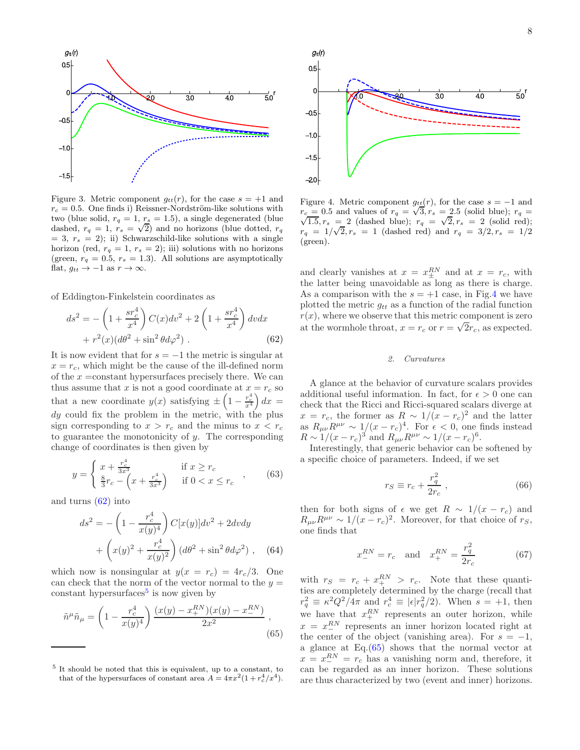Figure 3. Metric component $g_{tt}(r)$, for the case $s = +1$ and $r_c = 0.5$. One finds i) Reissner-Nordström-like solutions with two (blue solid, $r_q = 1$, $r_s = 1.5$), a single degenerated (blue dashed, $r_q = 1$, $r_s = \sqrt{2}$) and no horizons (blue dotted, $r_q = 3$, $r_s = 2$); ii) Schwarzschild-like solutions with a single horizon (red, $r_q = 1$, $r_s = 2$); iii) solutions with no horizons (green, $r_q = 0.5$, $r_s = 1.3$). All solutions are asymptotically flat, $g_{tt} \to -1$ as $r \to \infty$.

of Eddington-Finkelstein coordinates as

$$ds^2 = -\left(1 + \frac{sr_c^4}{x^4}\right) C(x) dv^2 + 2\left(1 + \frac{sr_c^4}{x^4}\right) dv dx + r^2(x)(d\theta^2 + \sin^2\theta d\varphi^2) \ . \tag{62}$$

It is now evident that for $s = -1$ the metric is singular at $x = r_c$, which might be the cause of the ill-defined norm of the $x =$constant hypersurfaces precisely there. We can thus assume that $x$ is not a good coordinate at $x = r_c$ so that a new coordinate $y(x)$ satisfying $\pm\left(1 - \frac{r_c^4}{x^4}\right) dx = dy$ could fix the problem in the metric, with the plus sign corresponding to $x > r_c$ and the minus to $x < r_c$ to guarantee the monotonicity of $y$. The corresponding change of coordinates is then given by

$$y = \begin{cases} x + \frac{r_c^4}{3x^3} & \text{if } x \geq r_c \\ \frac{8}{3}r_c - \left(x + \frac{r_c^4}{3x^3}\right) & \text{if } 0 < x \leq r_c \end{cases} \ , \tag{63}$$

and turns (62) into

$$ds^2 = -\left(1 - \frac{r_c^4}{x(y)^4}\right) C[x(y)] dv^2 + 2dvdy + \left(x(y)^2 + \frac{r_c^4}{x(y)^2}\right)(d\theta^2 + \sin^2\theta d\varphi^2) \ , \tag{64}$$

which now is nonsingular at $y(x = r_c) = 4r_c/3$. One can check that the norm of the vector normal to the $y =$ constant hypersurfaces[5] is now given by

$$\tilde{n}^\mu \tilde{n}_\mu = \left(1 - \frac{r_c^4}{x(y)^4}\right) \frac{(x(y) - x_+^{RN})(x(y) - x_-^{RN})}{2x^2} \ , \tag{65}$$

[5] It should be noted that this is equivalent, up to a constant, to that of the hypersurfaces of constant area $A = 4\pi x^2(1 + r_c^4/x^4)$.

Figure 4. Metric component $g_{tt}(r)$, for the case $s = -1$ and $r_c = 0.5$ and values of $r_q = \sqrt{3}, r_s = 2.5$ (solid blue); $r_q = \sqrt{1.5}, r_s = 2$ (dashed blue); $r_q = \sqrt{2}, r_s = 2$ (solid red); $r_q = 1/\sqrt{2}, r_s = 1$ (dashed red) and $r_q = 3/2, r_s = 1/2$ (green).

and clearly vanishes at $x = x_\pm^{RN}$ and at $x = r_c$, with the latter being unavoidable as long as there is charge. As a comparison with the $s = +1$ case, in Fig.4 we have plotted the metric $g_{tt}$ as a function of the radial function $r(x)$, where we observe that this metric component is zero at the wormhole throat, $x = r_c$ or $r = \sqrt{2}r_c$, as expected.

### 2. *Curvatures*

A glance at the behavior of curvature scalars provides additional useful information. In fact, for $\epsilon > 0$ one can check that the Ricci and Ricci-squared scalars diverge at $x = r_c$, the former as $R \sim 1/(x - r_c)^2$ and the latter as $R_{\mu\nu}R^{\mu\nu} \sim 1/(x - r_c)^4$. For $\epsilon < 0$, one finds instead $R \sim 1/(x - r_c)^3$ and $R_{\mu\nu}R^{\mu\nu} \sim 1/(x - r_c)^6$.

Interestingly, that generic behavior can be softened by a specific choice of parameters. Indeed, if we set

$$r_S \equiv r_c + \frac{r_q^2}{2r_c} \ , \tag{66}$$

then for both signs of $\epsilon$ we get $R \sim 1/(x - r_c)$ and $R_{\mu\nu}R^{\mu\nu} \sim 1/(x - r_c)^2$. Moreover, for that choice of $r_S$, one finds that

$$x_-^{RN} = r_c \quad \text{and} \quad x_+^{RN} = \frac{r_q^2}{2r_c} \tag{67}$$

with $r_S = r_c + x_+^{RN} > r_c$. Note that these quantities are completely determined by the charge (recall that $r_q^2 \equiv \kappa^2 Q^2/4\pi$ and $r_c^4 \equiv |\epsilon| r_q^2/2$). When $s = +1$, then we have that $x_+^{RN}$ represents an outer horizon, while $x = x_-^{RN}$ represents an inner horizon located right at the center of the object (vanishing area). For $s = -1$, a glance at Eq.(65) shows that the normal vector at $x = x_-^{RN} = r_c$ has a vanishing norm and, therefore, it can be regarded as an inner horizon. These solutions are thus characterized by two (event and inner) horizons.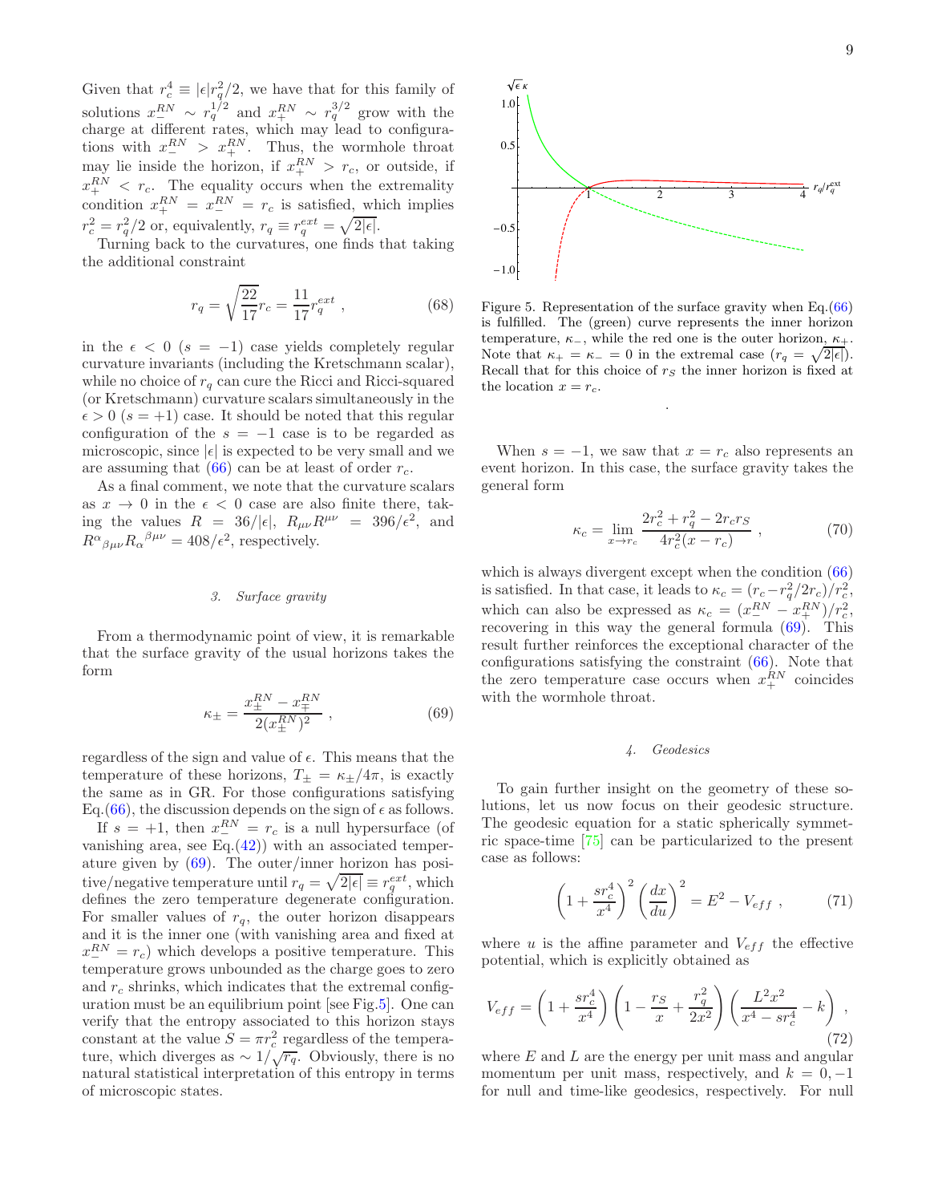Given that $r_c^4 \equiv |\epsilon| r_q^2/2$, we have that for this family of solutions $x_-^{RN} \sim r_q^{1/2}$ and $x_+^{RN} \sim r_q^{3/2}$ grow with the charge at different rates, which may lead to configurations with $x_-^{RN} > x_+^{RN}$. Thus, the wormhole throat may lie inside the horizon, if $x_+^{RN} > r_c$, or outside, if $x_+^{RN} < r_c$. The equality occurs when the extremality condition $x_+^{RN} = x_-^{RN} = r_c$ is satisfied, which implies $r_c^2 = r_q^2/2$ or, equivalently, $r_q \equiv r_q^{ext} = \sqrt{2|\epsilon|}$.

Turning back to the curvatures, one finds that taking the additional constraint

$$
r_q = \sqrt{\frac{22}{17}} r_c = \frac{11}{17} r_q^{ext} \; , \tag{68}
$$

in the $\epsilon < 0$ ($s = -1$) case yields completely regular curvature invariants (including the Kretschmann scalar), while no choice of $r_q$ can cure the Ricci and Ricci-squared (or Kretschmann) curvature scalars simultaneously in the $\epsilon > 0$ ($s = +1$) case. It should be noted that this regular configuration of the $s = -1$ case is to be regarded as microscopic, since $|\epsilon|$ is expected to be very small and we are assuming that (66) can be at least of order $r_c$.

As a final comment, we note that the curvature scalars as $x \to 0$ in the $\epsilon < 0$ case are also finite there, taking the values $R = 36/|\epsilon|$, $R_{\mu\nu}R^{\mu\nu} = 396/\epsilon^2$, and $R^{\alpha}{}_{\beta\mu\nu}R_{\alpha}{}^{\beta\mu\nu} = 408/\epsilon^2$, respectively.

### 3. Surface gravity

From a thermodynamic point of view, it is remarkable that the surface gravity of the usual horizons takes the form

$$
\kappa_{\pm} = \frac{x_{\pm}^{RN} - x_{\mp}^{RN}}{2(x_{\pm}^{RN})^2} \; , \tag{69}
$$

regardless of the sign and value of $\epsilon$. This means that the temperature of these horizons, $T_{\pm} = \kappa_{\pm}/4\pi$, is exactly the same as in GR. For those configurations satisfying Eq.(66), the discussion depends on the sign of $\epsilon$ as follows.

If $s = +1$, then $x_-^{RN} = r_c$ is a null hypersurface (of vanishing area, see Eq.(42)) with an associated temperature given by (69). The outer/inner horizon has positive/negative temperature until $r_q = \sqrt{2|\epsilon|} \equiv r_q^{ext}$, which defines the zero temperature degenerate configuration. For smaller values of $r_q$, the outer horizon disappears and it is the inner one (with vanishing area and fixed at $x_-^{RN} = r_c$) which develops a positive temperature. This temperature grows unbounded as the charge goes to zero and $r_c$ shrinks, which indicates that the extremal configuration must be an equilibrium point [see Fig.5]. One can verify that the entropy associated to this horizon stays constant at the value $S = \pi r_c^2$ regardless of the temperature, which diverges as $\sim 1/\sqrt{r_q}$. Obviously, there is no natural statistical interpretation of this entropy in terms of microscopic states.

Figure 5. Representation of the surface gravity when Eq.(66) is fulfilled. The (green) curve represents the inner horizon temperature, $\kappa_-$, while the red one is the outer horizon, $\kappa_+$. Note that $\kappa_+ = \kappa_- = 0$ in the extremal case ($r_q = \sqrt{2|\epsilon|}$). Recall that for this choice of $r_S$ the inner horizon is fixed at the location $x = r_c$.

When $s = -1$, we saw that $x = r_c$ also represents an event horizon. In this case, the surface gravity takes the general form

$$
\kappa_c = \lim_{x \to r_c} \frac{2r_c^2 + r_q^2 - 2r_c r_S}{4r_c^2(x - r_c)} \; , \tag{70}
$$

which is always divergent except when the condition (66) is satisfied. In that case, it leads to $\kappa_c = (r_c - r_q^2/2r_c)/r_c^2$, which can also be expressed as $\kappa_c = (x_-^{RN} - x_+^{RN})/r_c^2$, recovering in this way the general formula (69). This result further reinforces the exceptional character of the configurations satisfying the constraint (66). Note that the zero temperature case occurs when $x_+^{RN}$ coincides with the wormhole throat.

### 4. Geodesics

To gain further insight on the geometry of these solutions, let us now focus on their geodesic structure. The geodesic equation for a static spherically symmetric space-time [75] can be particularized to the present case as follows:

$$
\left(1 + \frac{s r_c^4}{x^4}\right)^2 \left(\frac{dx}{du}\right)^2 = E^2 - V_{eff} \; , \tag{71}
$$

where $u$ is the affine parameter and $V_{eff}$ the effective potential, which is explicitly obtained as

$$
V_{eff} = \left(1 + \frac{s r_c^4}{x^4}\right)\left(1 - \frac{r_S}{x} + \frac{r_q^2}{2x^2}\right)\left(\frac{L^2 x^2}{x^4 - s r_c^4} - k\right) \; , \tag{72}
$$

where $E$ and $L$ are the energy per unit mass and angular momentum per unit mass, respectively, and $k = 0, -1$ for null and time-like geodesics, respectively. For null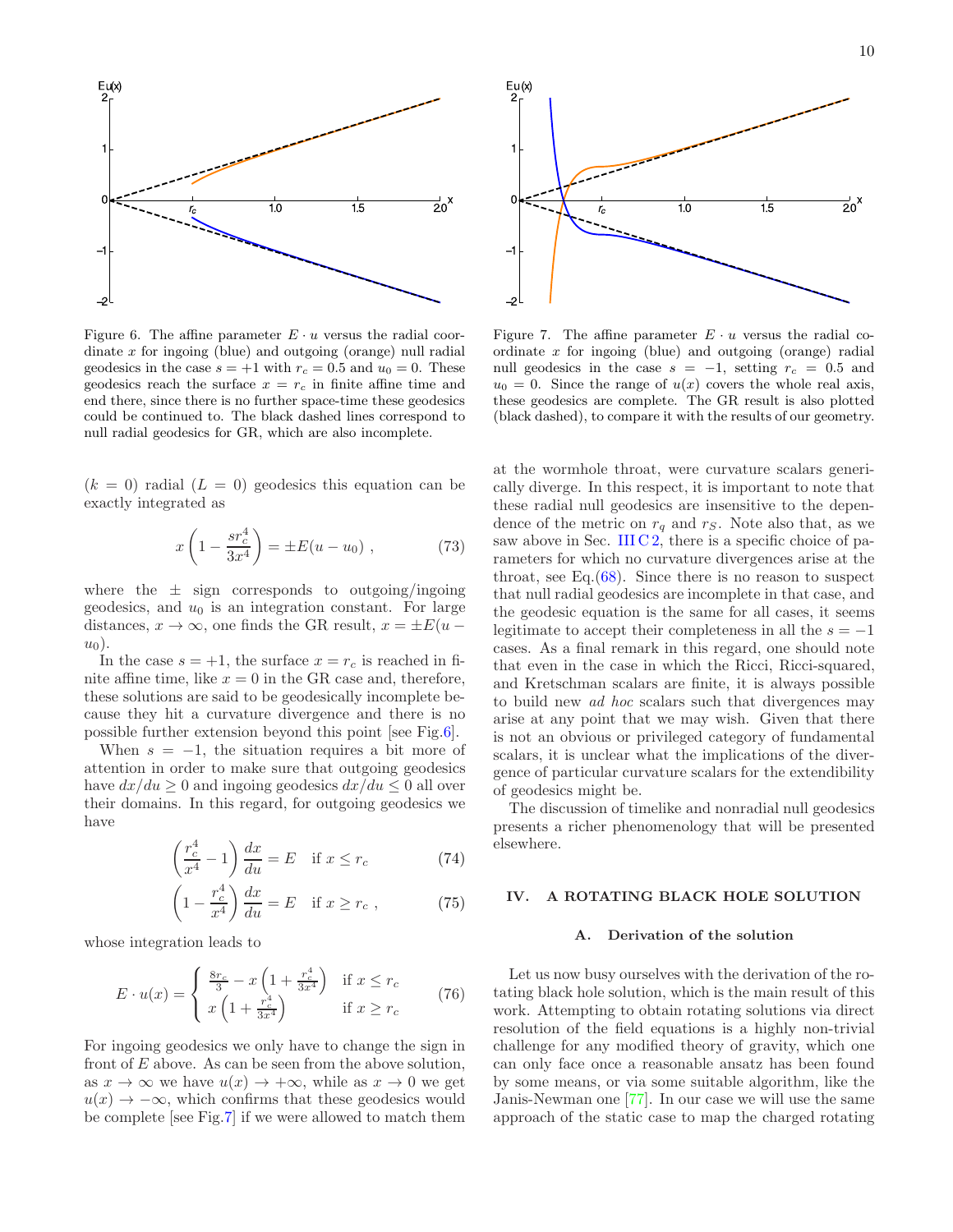Figure 6. The affine parameter $E \cdot u$ versus the radial coordinate $x$ for ingoing (blue) and outgoing (orange) null radial geodesics in the case $s = +1$ with $r_c = 0.5$ and $u_0 = 0$. These geodesics reach the surface $x = r_c$ in finite affine time and end there, since there is no further space-time these geodesics could be continued to. The black dashed lines correspond to null radial geodesics for GR, which are also incomplete.

Figure 7. The affine parameter $E \cdot u$ versus the radial coordinate $x$ for ingoing (blue) and outgoing (orange) radial null geodesics in the case $s = -1$, setting $r_c = 0.5$ and $u_0 = 0$. Since the range of $u(x)$ covers the whole real axis, these geodesics are complete. The GR result is also plotted (black dashed), to compare it with the results of our geometry.

($k = 0$) radial ($L = 0$) geodesics this equation can be exactly integrated as

$$x\left(1 - \frac{sr_c^4}{3x^4}\right) = \pm E(u - u_0) \ , \tag{73}$$

where the $\pm$ sign corresponds to outgoing/ingoing geodesics, and $u_0$ is an integration constant. For large distances, $x \to \infty$, one finds the GR result, $x = \pm E(u - u_0)$.

In the case $s = +1$, the surface $x = r_c$ is reached in finite affine time, like $x = 0$ in the GR case and, therefore, these solutions are said to be geodesically incomplete because they hit a curvature divergence and there is no possible further extension beyond this point [see Fig.6].

When $s = -1$, the situation requires a bit more of attention in order to make sure that outgoing geodesics have $dx/du \geq 0$ and ingoing geodesics $dx/du \leq 0$ all over their domains. In this regard, for outgoing geodesics we have

$$\left(\frac{r_c^4}{x^4} - 1\right)\frac{dx}{du} = E \quad \text{if } x \leq r_c \tag{74}$$

$$\left(1 - \frac{r_c^4}{x^4}\right)\frac{dx}{du} = E \quad \text{if } x \geq r_c \ , \tag{75}$$

whose integration leads to

$$E \cdot u(x) = \begin{cases} \frac{8r_c}{3} - x\left(1 + \frac{r_c^4}{3x^4}\right) & \text{if } x \leq r_c \\ x\left(1 + \frac{r_c^4}{3x^4}\right) & \text{if } x \geq r_c \end{cases} \tag{76}$$

For ingoing geodesics we only have to change the sign in front of $E$ above. As can be seen from the above solution, as $x \to \infty$ we have $u(x) \to +\infty$, while as $x \to 0$ we get $u(x) \to -\infty$, which confirms that these geodesics would be complete [see Fig.7] if we were allowed to match them at the wormhole throat, were curvature scalars generically diverge. In this respect, it is important to note that these radial null geodesics are insensitive to the dependence of the metric on $r_q$ and $r_S$. Note also that, as we saw above in Sec. III C 2, there is a specific choice of parameters for which no curvature divergences arise at the throat, see Eq.(68). Since there is no reason to suspect that null radial geodesics are incomplete in that case, and the geodesic equation is the same for all cases, it seems legitimate to accept their completeness in all the $s = -1$ cases. As a final remark in this regard, one should note that even in the case in which the Ricci, Ricci-squared, and Kretschman scalars are finite, it is always possible to build new *ad hoc* scalars such that divergences may arise at any point that we may wish. Given that there is not an obvious or privileged category of fundamental scalars, it is unclear what the implications of the divergence of particular curvature scalars for the extendibility of geodesics might be.

The discussion of timelike and nonradial null geodesics presents a richer phenomenology that will be presented elsewhere.

## IV. A ROTATING BLACK HOLE SOLUTION

### A. Derivation of the solution

Let us now busy ourselves with the derivation of the rotating black hole solution, which is the main result of this work. Attempting to obtain rotating solutions via direct resolution of the field equations is a highly non-trivial challenge for any modified theory of gravity, which one can only face once a reasonable ansatz has been found by some means, or via some suitable algorithm, like the Janis-Newman one [77]. In our case we will use the same approach of the static case to map the charged rotating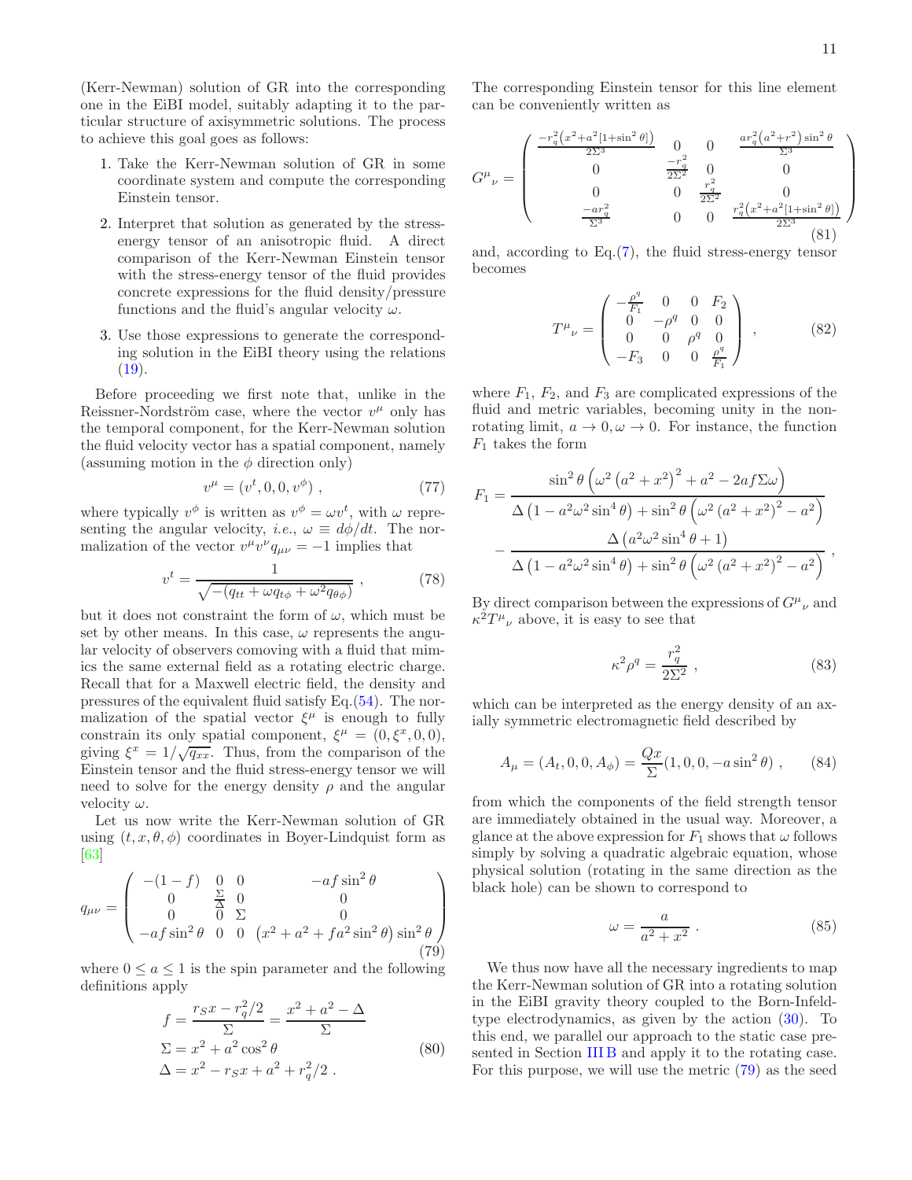(Kerr-Newman) solution of GR into the corresponding one in the EiBI model, suitably adapting it to the particular structure of axisymmetric solutions. The process to achieve this goal goes as follows:

1. Take the Kerr-Newman solution of GR in some coordinate system and compute the corresponding Einstein tensor.
2. Interpret that solution as generated by the stress-energy tensor of an anisotropic fluid. A direct comparison of the Kerr-Newman Einstein tensor with the stress-energy tensor of the fluid provides concrete expressions for the fluid density/pressure functions and the fluid's angular velocity $\omega$.
3. Use those expressions to generate the corresponding solution in the EiBI theory using the relations (19).

Before proceeding we first note that, unlike in the Reissner-Nordström case, where the vector $v^\mu$ only has the temporal component, for the Kerr-Newman solution the fluid velocity vector has a spatial component, namely (assuming motion in the $\phi$ direction only)

$$v^\mu = (v^t, 0, 0, v^\phi) \ , \tag{77}$$

where typically $v^\phi$ is written as $v^\phi = \omega v^t$, with $\omega$ representing the angular velocity, *i.e.*, $\omega \equiv d\phi/dt$. The normalization of the vector $v^\mu v^\nu q_{\mu\nu} = -1$ implies that

$$v^t = \frac{1}{\sqrt{-(q_{tt} + \omega q_{t\phi} + \omega^2 q_{\theta\phi})}} \ , \tag{78}$$

but it does not constraint the form of $\omega$, which must be set by other means. In this case, $\omega$ represents the angular velocity of observers comoving with a fluid that mimics the same external field as a rotating electric charge. Recall that for a Maxwell electric field, the density and pressures of the equivalent fluid satisfy Eq.(54). The normalization of the spatial vector $\xi^\mu$ is enough to fully constrain its only spatial component, $\xi^\mu = (0, \xi^x, 0, 0)$, giving $\xi^x = 1/\sqrt{q_{xx}}$. Thus, from the comparison of the Einstein tensor and the fluid stress-energy tensor we will need to solve for the energy density $\rho$ and the angular velocity $\omega$.

Let us now write the Kerr-Newman solution of GR using $(t, x, \theta, \phi)$ coordinates in Boyer-Lindquist form as [63]

$$q_{\mu\nu} = \begin{pmatrix} -(1-f) & 0 & 0 & -af\sin^2\theta \\ 0 & \frac{\Sigma}{\Delta} & 0 & 0 \\ 0 & 0 & \Sigma & 0 \\ -af\sin^2\theta & 0 & 0 & \left(x^2 + a^2 + fa^2\sin^2\theta\right)\sin^2\theta \end{pmatrix} \tag{79}$$

where $0 \leq a \leq 1$ is the spin parameter and the following definitions apply

$$\begin{aligned} f &= \frac{r_S x - r_q^2/2}{\Sigma} = \frac{x^2 + a^2 - \Delta}{\Sigma} \\ \Sigma &= x^2 + a^2\cos^2\theta \\ \Delta &= x^2 - r_S x + a^2 + r_q^2/2 \ . \end{aligned} \tag{80}$$

The corresponding Einstein tensor for this line element can be conveniently written as

$$G^\mu{}_\nu = \begin{pmatrix} \frac{-r_q^2\left(x^2 + a^2[1+\sin^2\theta]\right)}{2\Sigma^3} & 0 & 0 & \frac{ar_q^2\left(a^2+r^2\right)\sin^2\theta}{\Sigma^3} \\ 0 & \frac{-r_q^2}{2\Sigma^2} & 0 & 0 \\ 0 & 0 & \frac{r_q^2}{2\Sigma^2} & 0 \\ \frac{-ar_q^2}{\Sigma^3} & 0 & 0 & \frac{r_q^2\left(x^2 + a^2[1+\sin^2\theta]\right)}{2\Sigma^3} \end{pmatrix} \tag{81}$$

and, according to Eq.(7), the fluid stress-energy tensor becomes

$$T^\mu{}_\nu = \begin{pmatrix} -\frac{\rho^q}{F_1} & 0 & 0 & F_2 \\ 0 & -\rho^q & 0 & 0 \\ 0 & 0 & \rho^q & 0 \\ -F_3 & 0 & 0 & \frac{\rho^q}{F_1} \end{pmatrix} \ , \tag{82}$$

where $F_1$, $F_2$, and $F_3$ are complicated expressions of the fluid and metric variables, becoming unity in the non-rotating limit, $a \to 0, \omega \to 0$. For instance, the function $F_1$ takes the form

$$\begin{aligned} F_1 = &\frac{\sin^2\theta\left(\omega^2\left(a^2+x^2\right)^2 + a^2 - 2af\Sigma\omega\right)}{\Delta\left(1 - a^2\omega^2\sin^4\theta\right) + \sin^2\theta\left(\omega^2\left(a^2+x^2\right)^2 - a^2\right)} \\ &- \frac{\Delta\left(a^2\omega^2\sin^4\theta + 1\right)}{\Delta\left(1 - a^2\omega^2\sin^4\theta\right) + \sin^2\theta\left(\omega^2\left(a^2+x^2\right)^2 - a^2\right)} \ , \end{aligned}$$

By direct comparison between the expressions of $G^\mu{}_\nu$ and $\kappa^2 T^\mu{}_\nu$ above, it is easy to see that

$$\kappa^2\rho^q = \frac{r_q^2}{2\Sigma^2} \ , \tag{83}$$

which can be interpreted as the energy density of an axially symmetric electromagnetic field described by

$$A_\mu = (A_t, 0, 0, A_\phi) = \frac{Qx}{\Sigma}(1, 0, 0, -a\sin^2\theta) \ , \tag{84}$$

from which the components of the field strength tensor are immediately obtained in the usual way. Moreover, a glance at the above expression for $F_1$ shows that $\omega$ follows simply by solving a quadratic algebraic equation, whose physical solution (rotating in the same direction as the black hole) can be shown to correspond to

$$\omega = \frac{a}{a^2 + x^2} \ . \tag{85}$$

We thus now have all the necessary ingredients to map the Kerr-Newman solution of GR into a rotating solution in the EiBI gravity theory coupled to the Born-Infeld-type electrodynamics, as given by the action (30). To this end, we parallel our approach to the static case presented in Section III B and apply it to the rotating case. For this purpose, we will use the metric (79) as the seed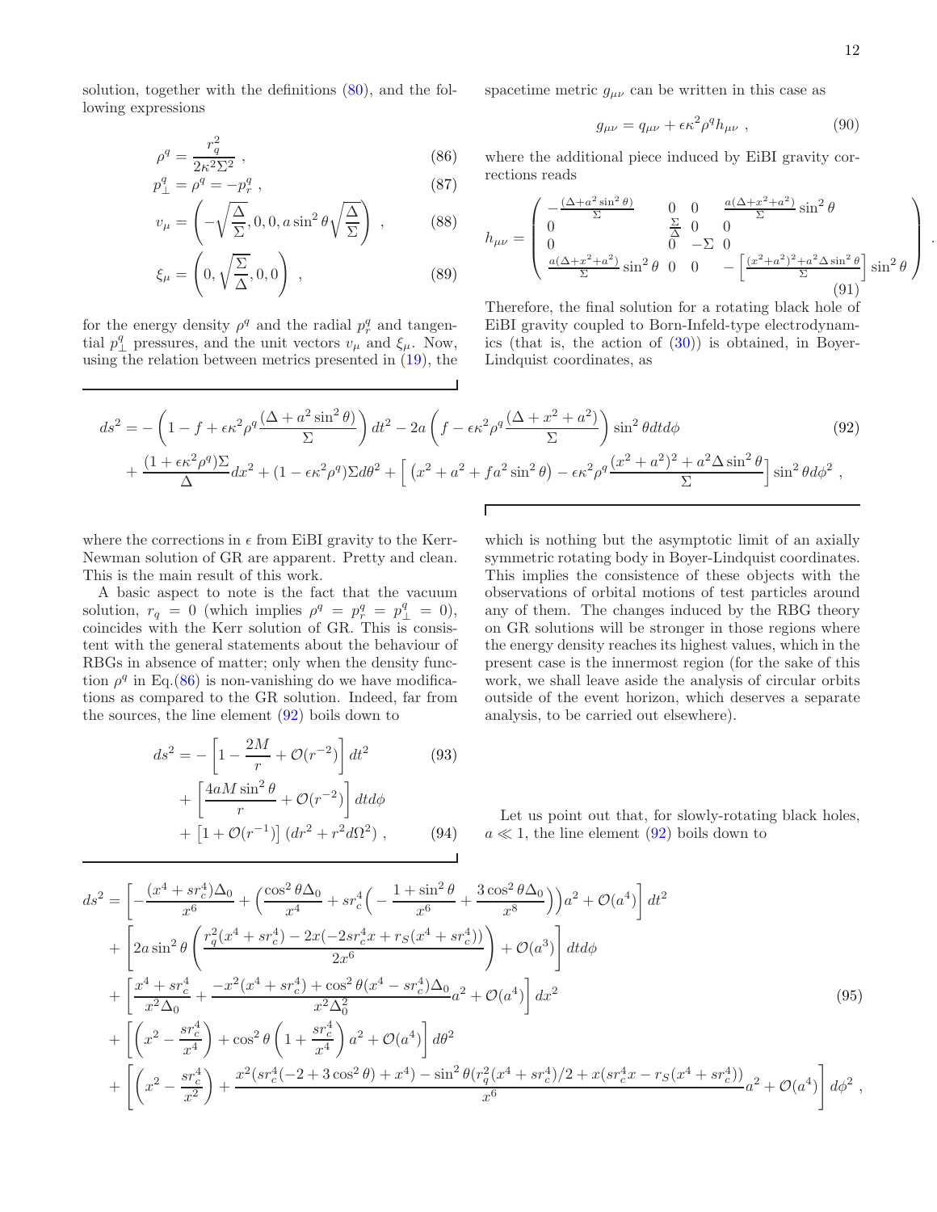solution, together with the definitions (80), and the following expressions

$$
\rho^q = \frac{r_q^2}{2\kappa^2 \Sigma^2} \ , \tag{86}
$$

$$
p_\perp^q = \rho^q = -p_r^q \ , \tag{87}
$$

$$
v_\mu = \left( -\sqrt{\frac{\Delta}{\Sigma}}, 0, 0, a \sin^2\theta \sqrt{\frac{\Delta}{\Sigma}} \right) \ , \tag{88}
$$

$$
\xi_\mu = \left( 0, \sqrt{\frac{\Sigma}{\Delta}}, 0, 0 \right) \ , \tag{89}
$$

for the energy density $\rho^q$ and the radial $p_r^q$ and tangential $p_\perp^q$ pressures, and the unit vectors $v_\mu$ and $\xi_\mu$. Now, using the relation between metrics presented in (19), the spacetime metric $g_{\mu\nu}$ can be written in this case as

$$
g_{\mu\nu} = q_{\mu\nu} + \epsilon\kappa^2 \rho^q h_{\mu\nu} \ , \tag{90}
$$

where the additional piece induced by EiBI gravity corrections reads

$$
h_{\mu\nu} = \begin{pmatrix} -\frac{(\Delta + a^2 \sin^2\theta)}{\Sigma} & 0 & 0 & \frac{a(\Delta + x^2 + a^2)}{\Sigma} \sin^2\theta \\ 0 & \frac{\Sigma}{\Delta} & 0 & 0 \\ 0 & 0 & -\Sigma & 0 \\ \frac{a(\Delta + x^2 + a^2)}{\Sigma} \sin^2\theta & 0 & 0 & -\left[ \frac{(x^2+a^2)^2 + a^2 \Delta \sin^2\theta}{\Sigma} \right] \sin^2\theta \end{pmatrix} . \tag{91}
$$

Therefore, the final solution for a rotating black hole of EiBI gravity coupled to Born-Infeld-type electrodynamics (that is, the action of (30)) is obtained, in Boyer-Lindquist coordinates, as

$$
\begin{aligned}
ds^2 = & -\left( 1 - f + \epsilon\kappa^2\rho^q \frac{(\Delta + a^2 \sin^2\theta)}{\Sigma} \right) dt^2 - 2a \left( f - \epsilon\kappa^2 \rho^q \frac{(\Delta + x^2 + a^2)}{\Sigma} \right) \sin^2\theta dt d\phi \\
& + \frac{(1 + \epsilon\kappa^2\rho^q)\Sigma}{\Delta} dx^2 + (1 - \epsilon\kappa^2\rho^q)\Sigma d\theta^2 + \left[ \left( x^2 + a^2 + f a^2 \sin^2\theta \right) - \epsilon\kappa^2\rho^q \frac{(x^2+a^2)^2 + a^2\Delta \sin^2\theta}{\Sigma} \right] \sin^2\theta d\phi^2 \ ,
\end{aligned} \tag{92}
$$

where the corrections in $\epsilon$ from EiBI gravity to the Kerr-Newman solution of GR are apparent. Pretty and clean. This is the main result of this work.

A basic aspect to note is the fact that the vacuum solution, $r_q = 0$ (which implies $\rho^q = p_r^q = p_\perp^q = 0$), coincides with the Kerr solution of GR. This is consistent with the general statements about the behaviour of RBGs in absence of matter; only when the density function $\rho^q$ in Eq.(86) is non-vanishing do we have modifications as compared to the GR solution. Indeed, far from the sources, the line element (92) boils down to

$$
\begin{aligned}
ds^2 = & -\left[ 1 - \frac{2M}{r} + \mathcal{O}(r^{-2}) \right] dt^2 \\
& + \left[ \frac{4aM \sin^2\theta}{r} + \mathcal{O}(r^{-2}) \right] dt d\phi \\
& + \left[ 1 + \mathcal{O}(r^{-1}) \right] (dr^2 + r^2 d\Omega^2) \ ,
\end{aligned} \tag{93-94}
$$

which is nothing but the asymptotic limit of an axially symmetric rotating body in Boyer-Lindquist coordinates. This implies the consistence of these objects with the observations of orbital motions of test particles around any of them. The changes induced by the RBG theory on GR solutions will be stronger in those regions where the energy density reaches its highest values, which in the present case is the innermost region (for the sake of this work, we shall leave aside the analysis of circular orbits outside of the event horizon, which deserves a separate analysis, to be carried out elsewhere).

Let us point out that, for slowly-rotating black holes, $a \ll 1$, the line element (92) boils down to

$$
\begin{aligned}
ds^2 = & \left[ -\frac{(x^4 + s r_c^4)\Delta_0}{x^6} + \left( \frac{\cos^2\theta \Delta_0}{x^4} + s r_c^4 \left( -\frac{1 + \sin^2\theta}{x^6} + \frac{3\cos^2\theta \Delta_0}{x^8} \right) \right) a^2 + \mathcal{O}(a^4) \right] dt^2 \\
& + \left[ 2a \sin^2\theta \left( \frac{r_q^2 (x^4 + s r_c^4) - 2x(-2 s r_c^4 x + r_S(x^4 + s r_c^4))}{2x^6} \right) + \mathcal{O}(a^3) \right] dt d\phi \\
& + \left[ \frac{x^4 + s r_c^4}{x^2 \Delta_0} + \frac{-x^2(x^4 + s r_c^4) + \cos^2\theta (x^4 - s r_c^4)\Delta_0}{x^2 \Delta_0^2} a^2 + \mathcal{O}(a^4) \right] dx^2 \\
& + \left[ \left( x^2 - \frac{s r_c^4}{x^4} \right) + \cos^2\theta \left( 1 + \frac{s r_c^4}{x^4} \right) a^2 + \mathcal{O}(a^4) \right] d\theta^2 \\
& + \left[ \left( x^2 - \frac{s r_c^4}{x^2} \right) + \frac{x^2(s r_c^4(-2 + 3\cos^2\theta) + x^4) - \sin^2\theta (r_q^2 (x^4 + s r_c^4)/2 + x(s r_c^4 x - r_S(x^4 + s r_c^4))}{x^6} a^2 + \mathcal{O}(a^4) \right] d\phi^2 \ ,
\end{aligned} \tag{95}
$$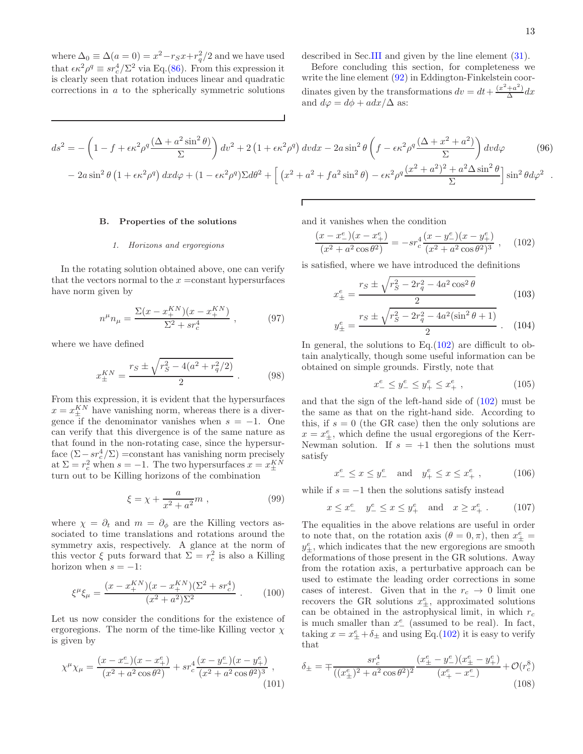where $\Delta_0 \equiv \Delta(a=0) = x^2 - r_S x + r_q^2/2$ and we have used that $\epsilon\kappa^2\rho^q \equiv s r_c^4/\Sigma^2$ via Eq.(86). From this expression it is clearly seen that rotation induces linear and quadratic corrections in $a$ to the spherically symmetric solutions described in Sec.III and given by the line element (31).

Before concluding this section, for completeness we write the line element (92) in Eddington-Finkelstein coordinates given by the transformations $dv = dt + \frac{(x^2+a^2)}{\Delta}dx$ and $d\varphi = d\phi + a dx/\Delta$ as:

$$
\begin{aligned}
ds^2 = &-\left(1 - f + \epsilon\kappa^2\rho^q \frac{(\Delta + a^2\sin^2\theta)}{\Sigma}\right)dv^2 + 2\left(1+\epsilon\kappa^2\rho^q\right)dvdx - 2a\sin^2\theta\left(f - \epsilon\kappa^2\rho^q\frac{(\Delta + x^2 + a^2)}{\Sigma}\right)dvd\varphi \\
&- 2a\sin^2\theta\left(1+\epsilon\kappa^2\rho^q\right)dxd\varphi + (1-\epsilon\kappa^2\rho^q)\Sigma d\theta^2 + \left[\left(x^2 + a^2 + f a^2\sin^2\theta\right) - \epsilon\kappa^2\rho^q\frac{(x^2+a^2)^2 + a^2\Delta\sin^2\theta}{\Sigma}\right]\sin^2\theta d\varphi^2 \ .
\end{aligned} \tag{96}
$$

### B. Properties of the solutions

#### 1. Horizons and ergoregions

In the rotating solution obtained above, one can verify that the vectors normal to the $x$ =constant hypersurfaces have norm given by

$$
n^\mu n_\mu = \frac{\Sigma(x - x_+^{KN})(x - x_+^{KN})}{\Sigma^2 + s r_c^4} \ , \tag{97}
$$

where we have defined

$$
x_\pm^{KN} = \frac{r_S \pm \sqrt{r_S^2 - 4(a^2 + r_q^2/2)}}{2} \ . \tag{98}
$$

From this expression, it is evident that the hypersurfaces $x = x_\pm^{KN}$ have vanishing norm, whereas there is a divergence if the denominator vanishes when $s=-1$. One can verify that this divergence is of the same nature as that found in the non-rotating case, since the hypersurface $(\Sigma - s r_c^4/\Sigma)$ =constant has vanishing norm precisely at $\Sigma = r_c^2$ when $s=-1$. The two hypersurfaces $x = x_\pm^{KN}$ turn out to be Killing horizons of the combination

$$
\xi = \chi + \frac{a}{x^2+a^2} m \ , \tag{99}
$$

where $\chi = \partial_t$ and $m = \partial_\phi$ are the Killing vectors associated to time translations and rotations around the symmetry axis, respectively. A glance at the norm of this vector $\xi$ puts forward that $\Sigma = r_c^2$ is also a Killing horizon when $s=-1$:

$$
\xi^\mu\xi_\mu = \frac{(x - x_+^{KN})(x - x_+^{KN})(\Sigma^2 + s r_c^4)}{(x^2+a^2)\Sigma^2} \ . \tag{100}
$$

Let us now consider the conditions for the existence of ergoregions. The norm of the time-like Killing vector $\chi$ is given by

$$
\chi^\mu\chi_\mu = \frac{(x - x_-^e)(x - x_+^e)}{(x^2 + a^2\cos\theta^2)} + s r_c^4 \frac{(x - y_-^e)(x - y_+^e)}{(x^2 + a^2\cos\theta^2)^3} \ , \tag{101}
$$

and it vanishes when the condition

$$
\frac{(x - x_-^e)(x - x_+^e)}{(x^2 + a^2\cos\theta^2)} = - s r_c^4 \frac{(x - y_-^e)(x - y_+^e)}{(x^2 + a^2\cos\theta^2)^3} \ , \tag{102}
$$

is satisfied, where we have introduced the definitions

$$
x_\pm^e = \frac{r_S \pm \sqrt{r_S^2 - 2r_q^2 - 4a^2\cos^2\theta}}{2} \tag{103}
$$

$$
y_\pm^e = \frac{r_S \pm \sqrt{r_S^2 - 2r_q^2 - 4a^2(\sin^2\theta + 1)}}{2} \ . \tag{104}
$$

In general, the solutions to Eq.(102) are difficult to obtain analytically, though some useful information can be obtained on simple grounds. Firstly, note that

$$
x_-^e \leq y_-^e \leq y_+^e \leq x_+^e \ , \tag{105}
$$

and that the sign of the left-hand side of (102) must be the same as that on the right-hand side. According to this, if $s=0$ (the GR case) then the only solutions are $x = x_\pm^e$, which define the usual ergoregions of the Kerr-Newman solution. If $s=+1$ then the solutions must satisfy

$$
x_-^e \leq x \leq y_-^e \quad \text{and} \quad y_+^e \leq x \leq x_+^e \ , \tag{106}
$$

while if $s=-1$ then the solutions satisfy instead

$$
x \leq x_-^e \quad y_-^e \leq x \leq y_+^e \quad \text{and} \quad x \geq x_+^e \ . \tag{107}
$$

The equalities in the above relations are useful in order to note that, on the rotation axis ($\theta = 0, \pi$), then $x_\pm^e = y_\pm^e$, which indicates that the new ergoregions are smooth deformations of those present in the GR solutions. Away from the rotation axis, a perturbative approach can be used to estimate the leading order corrections in some cases of interest. Given that in the $r_c \to 0$ limit one recovers the GR solutions $x_\pm^e$, approximated solutions can be obtained in the astrophysical limit, in which $r_c$ is much smaller than $x_-^e$ (assumed to be real). In fact, taking $x = x_\pm^e + \delta_\pm$ and using Eq.(102) it is easy to verify that

$$
\delta_\pm = \mp \frac{s r_c^4}{((x_\pm^e)^2 + a^2\cos\theta^2)^2}\frac{(x_\pm^e - y_-^e)(x_\pm^e - y_+^e)}{(x_+^e - x_-^e)} + \mathcal{O}(r_c^8) \tag{108}
$$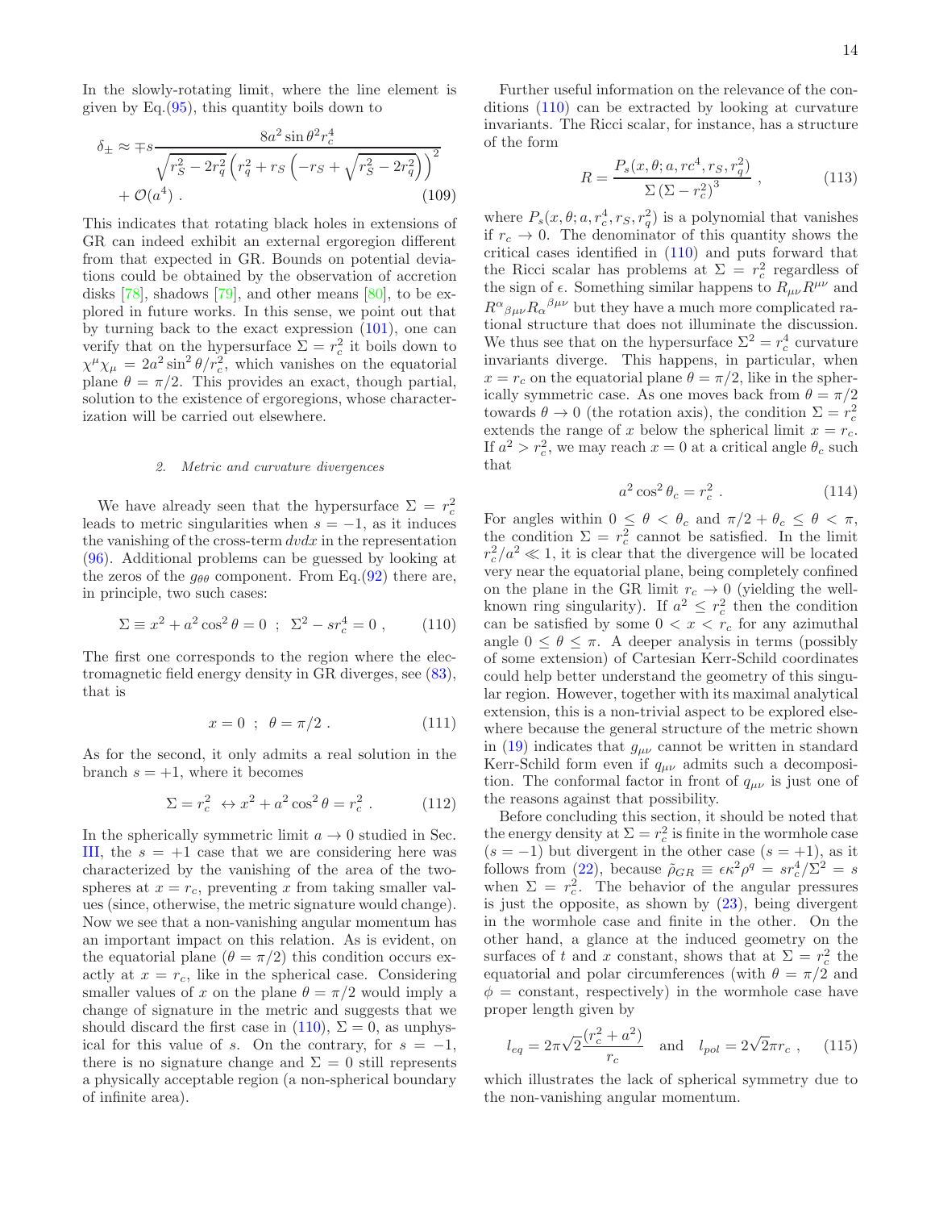In the slowly-rotating limit, where the line element is given by Eq.(95), this quantity boils down to

$$\delta_{\pm} \approx \mp s \frac{8a^2 \sin\theta^2 r_c^4}{\sqrt{r_S^2 - 2r_q^2}\left(r_q^2 + r_S\left(-r_S + \sqrt{r_S^2 - 2r_q^2}\right)\right)^2} + \mathcal{O}(a^4) \; . \tag{109}$$

This indicates that rotating black holes in extensions of GR can indeed exhibit an external ergoregion different from that expected in GR. Bounds on potential deviations could be obtained by the observation of accretion disks [78], shadows [79], and other means [80], to be explored in future works. In this sense, we point out that by turning back to the exact expression (101), one can verify that on the hypersurface $\Sigma = r_c^2$ it boils down to $\chi^\mu \chi_\mu = 2a^2 \sin^2\theta / r_c^2$, which vanishes on the equatorial plane $\theta = \pi/2$. This provides an exact, though partial, solution to the existence of ergoregions, whose characterization will be carried out elsewhere.

#### 2. Metric and curvature divergences

We have already seen that the hypersurface $\Sigma = r_c^2$ leads to metric singularities when $s = -1$, as it induces the vanishing of the cross-term $dvdx$ in the representation (96). Additional problems can be guessed by looking at the zeros of the $g_{\theta\theta}$ component. From Eq.(92) there are, in principle, two such cases:

$$\Sigma \equiv x^2 + a^2\cos^2\theta = 0 \;\; ; \;\; \Sigma^2 - s r_c^4 = 0 \; , \tag{110}$$

The first one corresponds to the region where the electromagnetic field energy density in GR diverges, see (83), that is

$$x = 0 \;\; ; \;\; \theta = \pi/2 \; . \tag{111}$$

As for the second, it only admits a real solution in the branch $s = +1$, where it becomes

$$\Sigma = r_c^2 \;\leftrightarrow x^2 + a^2\cos^2\theta = r_c^2 \; . \tag{112}$$

In the spherically symmetric limit $a \to 0$ studied in Sec. III, the $s = +1$ case that we are considering here was characterized by the vanishing of the area of the two-spheres at $x = r_c$, preventing $x$ from taking smaller values (since, otherwise, the metric signature would change). Now we see that a non-vanishing angular momentum has an important impact on this relation. As is evident, on the equatorial plane ($\theta = \pi/2$) this condition occurs exactly at $x = r_c$, like in the spherical case. Considering smaller values of $x$ on the plane $\theta = \pi/2$ would imply a change of signature in the metric and suggests that we should discard the first case in (110), $\Sigma = 0$, as unphysical for this value of $s$. On the contrary, for $s = -1$, there is no signature change and $\Sigma = 0$ still represents a physically acceptable region (a non-spherical boundary of infinite area).

Further useful information on the relevance of the conditions (110) can be extracted by looking at curvature invariants. The Ricci scalar, for instance, has a structure of the form

$$R = \frac{P_s(x, \theta; a, rc^4, r_S, r_q^2)}{\Sigma\left(\Sigma - r_c^2\right)^3} \; , \tag{113}$$

where $P_s(x, \theta; a, r_c^4, r_S, r_q^2)$ is a polynomial that vanishes if $r_c \to 0$. The denominator of this quantity shows the critical cases identified in (110) and puts forward that the Ricci scalar has problems at $\Sigma = r_c^2$ regardless of the sign of $\epsilon$. Something similar happens to $R_{\mu\nu}R^{\mu\nu}$ and $R^\alpha{}_{\beta\mu\nu}R_\alpha{}^{\beta\mu\nu}$ but they have a much more complicated rational structure that does not illuminate the discussion. We thus see that on the hypersurface $\Sigma^2 = r_c^4$ curvature invariants diverge. This happens, in particular, when $x = r_c$ on the equatorial plane $\theta = \pi/2$, like in the spherically symmetric case. As one moves back from $\theta = \pi/2$ towards $\theta \to 0$ (the rotation axis), the condition $\Sigma = r_c^2$ extends the range of $x$ below the spherical limit $x = r_c$. If $a^2 > r_c^2$, we may reach $x = 0$ at a critical angle $\theta_c$ such that

$$a^2\cos^2\theta_c = r_c^2 \; . \tag{114}$$

For angles within $0 \leq \theta < \theta_c$ and $\pi/2 + \theta_c \leq \theta < \pi$, the condition $\Sigma = r_c^2$ cannot be satisfied. In the limit $r_c^2/a^2 \ll 1$, it is clear that the divergence will be located very near the equatorial plane, being completely confined on the plane in the GR limit $r_c \to 0$ (yielding the well-known ring singularity). If $a^2 \leq r_c^2$ then the condition can be satisfied by some $0 < x < r_c$ for any azimuthal angle $0 \leq \theta \leq \pi$. A deeper analysis in terms (possibly of some extension) of Cartesian Kerr-Schild coordinates could help better understand the geometry of this singular region. However, together with its maximal analytical extension, this is a non-trivial aspect to be explored elsewhere because the general structure of the metric shown in (19) indicates that $g_{\mu\nu}$ cannot be written in standard Kerr-Schild form even if $q_{\mu\nu}$ admits such a decomposition. The conformal factor in front of $q_{\mu\nu}$ is just one of the reasons against that possibility.

Before concluding this section, it should be noted that the energy density at $\Sigma = r_c^2$ is finite in the wormhole case ($s = -1$) but divergent in the other case ($s = +1$), as it follows from (22), because $\tilde{\rho}_{GR} \equiv \epsilon\kappa^2\rho^q = s r_c^4/\Sigma^2 = s$ when $\Sigma = r_c^2$. The behavior of the angular pressures is just the opposite, as shown by (23), being divergent in the wormhole case and finite in the other. On the other hand, a glance at the induced geometry on the surfaces of $t$ and $x$ constant, shows that at $\Sigma = r_c^2$ the equatorial and polar circumferences (with $\theta = \pi/2$ and $\phi$ = constant, respectively) in the wormhole case have proper length given by

$$l_{eq} = 2\pi\sqrt{2}\frac{(r_c^2 + a^2)}{r_c} \quad \text{and} \quad l_{pol} = 2\sqrt{2}\pi r_c \; , \tag{115}$$

which illustrates the lack of spherical symmetry due to the non-vanishing angular momentum.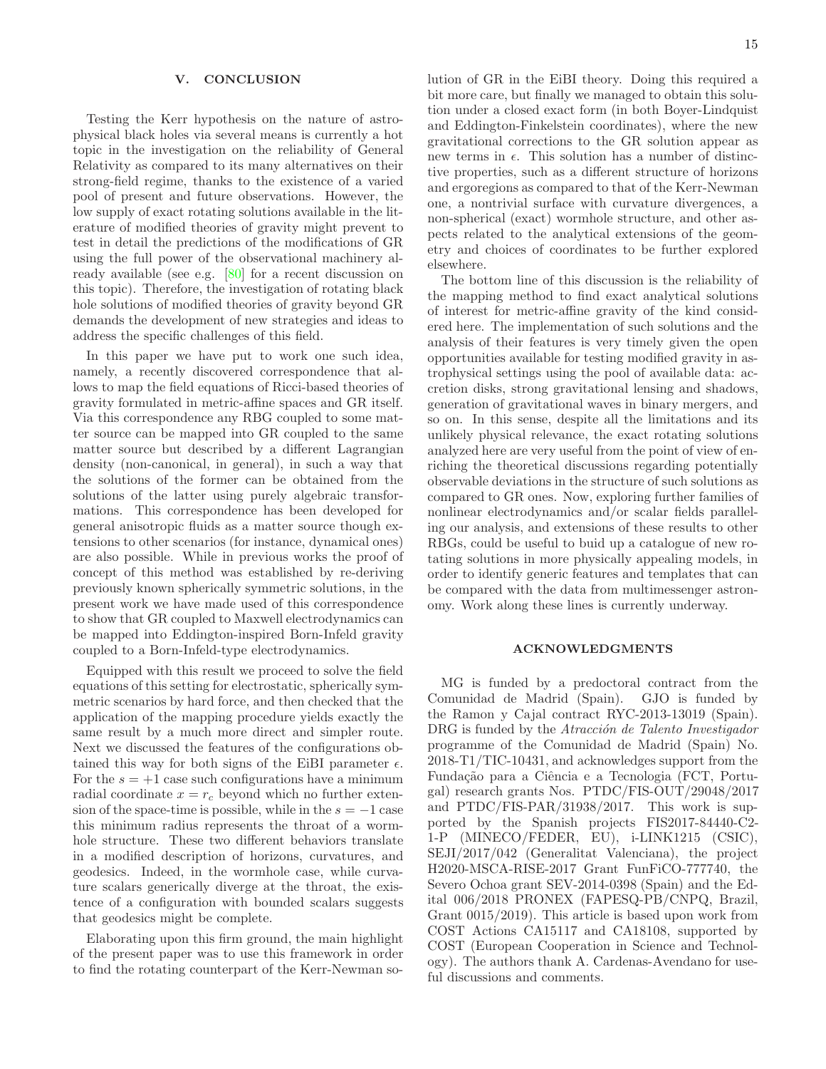## V. CONCLUSION

Testing the Kerr hypothesis on the nature of astrophysical black holes via several means is currently a hot topic in the investigation on the reliability of General Relativity as compared to its many alternatives on their strong-field regime, thanks to the existence of a varied pool of present and future observations. However, the low supply of exact rotating solutions available in the literature of modified theories of gravity might prevent to test in detail the predictions of the modifications of GR using the full power of the observational machinery already available (see e.g. [80] for a recent discussion on this topic). Therefore, the investigation of rotating black hole solutions of modified theories of gravity beyond GR demands the development of new strategies and ideas to address the specific challenges of this field.

In this paper we have put to work one such idea, namely, a recently discovered correspondence that allows to map the field equations of Ricci-based theories of gravity formulated in metric-affine spaces and GR itself. Via this correspondence any RBG coupled to some matter source can be mapped into GR coupled to the same matter source but described by a different Lagrangian density (non-canonical, in general), in such a way that the solutions of the former can be obtained from the solutions of the latter using purely algebraic transformations. This correspondence has been developed for general anisotropic fluids as a matter source though extensions to other scenarios (for instance, dynamical ones) are also possible. While in previous works the proof of concept of this method was established by re-deriving previously known spherically symmetric solutions, in the present work we have made used of this correspondence to show that GR coupled to Maxwell electrodynamics can be mapped into Eddington-inspired Born-Infeld gravity coupled to a Born-Infeld-type electrodynamics.

Equipped with this result we proceed to solve the field equations of this setting for electrostatic, spherically symmetric scenarios by hard force, and then checked that the application of the mapping procedure yields exactly the same result by a much more direct and simpler route. Next we discussed the features of the configurations obtained this way for both signs of the EiBI parameter $\epsilon$. For the $s = +1$ case such configurations have a minimum radial coordinate $x = r_c$ beyond which no further extension of the space-time is possible, while in the $s = -1$ case this minimum radius represents the throat of a wormhole structure. These two different behaviors translate in a modified description of horizons, curvatures, and geodesics. Indeed, in the wormhole case, while curvature scalars generically diverge at the throat, the existence of a configuration with bounded scalars suggests that geodesics might be complete.

Elaborating upon this firm ground, the main highlight of the present paper was to use this framework in order to find the rotating counterpart of the Kerr-Newman solution of GR in the EiBI theory. Doing this required a bit more care, but finally we managed to obtain this solution under a closed exact form (in both Boyer-Lindquist and Eddington-Finkelstein coordinates), where the new gravitational corrections to the GR solution appear as new terms in $\epsilon$. This solution has a number of distinctive properties, such as a different structure of horizons and ergoregions as compared to that of the Kerr-Newman one, a nontrivial surface with curvature divergences, a non-spherical (exact) wormhole structure, and other aspects related to the analytical extensions of the geometry and choices of coordinates to be further explored elsewhere.

The bottom line of this discussion is the reliability of the mapping method to find exact analytical solutions of interest for metric-affine gravity of the kind considered here. The implementation of such solutions and the analysis of their features is very timely given the open opportunities available for testing modified gravity in astrophysical settings using the pool of available data: accretion disks, strong gravitational lensing and shadows, generation of gravitational waves in binary mergers, and so on. In this sense, despite all the limitations and its unlikely physical relevance, the exact rotating solutions analyzed here are very useful from the point of view of enriching the theoretical discussions regarding potentially observable deviations in the structure of such solutions as compared to GR ones. Now, exploring further families of nonlinear electrodynamics and/or scalar fields paralleling our analysis, and extensions of these results to other RBGs, could be useful to buid up a catalogue of new rotating solutions in more physically appealing models, in order to identify generic features and templates that can be compared with the data from multimessenger astronomy. Work along these lines is currently underway.

## ACKNOWLEDGMENTS

MG is funded by a predoctoral contract from the Comunidad de Madrid (Spain). GJO is funded by the Ramon y Cajal contract RYC-2013-13019 (Spain). DRG is funded by the *Atracción de Talento Investigador* programme of the Comunidad de Madrid (Spain) No. 2018-T1/TIC-10431, and acknowledges support from the Fundação para a Ciência e a Tecnologia (FCT, Portugal) research grants Nos. PTDC/FIS-OUT/29048/2017 and PTDC/FIS-PAR/31938/2017. This work is supported by the Spanish projects FIS2017-84440-C2-1-P (MINECO/FEDER, EU), i-LINK1215 (CSIC), SEJI/2017/042 (Generalitat Valenciana), the project H2020-MSCA-RISE-2017 Grant FunFiCO-777740, the Severo Ochoa grant SEV-2014-0398 (Spain) and the Edital 006/2018 PRONEX (FAPESQ-PB/CNPQ, Brazil, Grant 0015/2019). This article is based upon work from COST Actions CA15117 and CA18108, supported by COST (European Cooperation in Science and Technology). The authors thank A. Cardenas-Avendano for useful discussions and comments.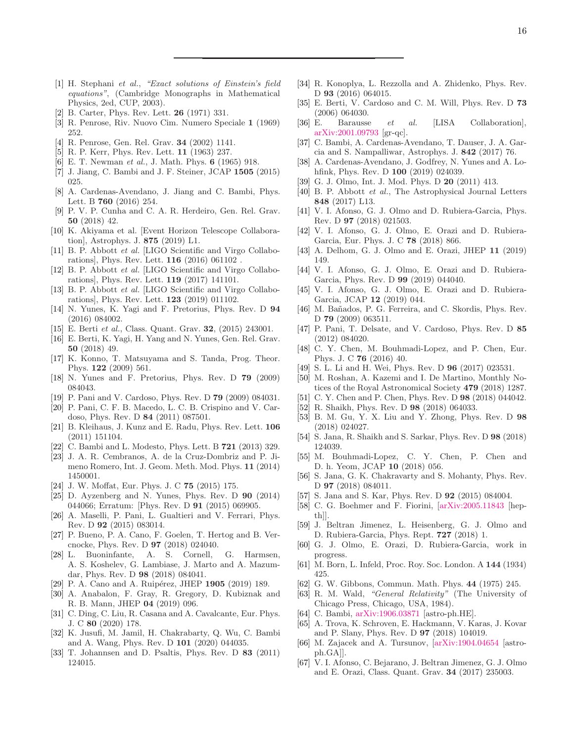---

[1] H. Stephani *et al.*, *"Exact solutions of Einstein's field equations"*, (Cambridge Monographs in Mathematical Physics, 2ed, CUP, 2003).

[2] B. Carter, Phys. Rev. Lett. **26** (1971) 331.

[3] R. Penrose, Riv. Nuovo Cim. Numero Speciale **1** (1969) 252.

[4] R. Penrose, Gen. Rel. Grav. **34** (2002) 1141.

[5] R. P. Kerr, Phys. Rev. Lett. **11** (1963) 237.

[6] E. T. Newman *et al.*, J. Math. Phys. **6** (1965) 918.

[7] J. Jiang, C. Bambi and J. F. Steiner, JCAP **1505** (2015) 025.

[8] A. Cardenas-Avendano, J. Jiang and C. Bambi, Phys. Lett. B **760** (2016) 254.

[9] P. V. P. Cunha and C. A. R. Herdeiro, Gen. Rel. Grav. **50** (2018) 42.

[10] K. Akiyama et al. [Event Horizon Telescope Collaboration], Astrophys. J. **875** (2019) L1.

[11] B. P. Abbott *et al.* [LIGO Scientific and Virgo Collaborations], Phys. Rev. Lett. **116** (2016) 061102 .

[12] B. P. Abbott *et al.* [LIGO Scientific and Virgo Collaborations], Phys. Rev. Lett. **119** (2017) 141101.

[13] B. P. Abbott *et al.* [LIGO Scientific and Virgo Collaborations], Phys. Rev. Lett. **123** (2019) 011102.

[14] N. Yunes, K. Yagi and F. Pretorius, Phys. Rev. D **94** (2016) 084002.

[15] E. Berti *et al.*, Class. Quant. Grav. **32**, (2015) 243001.

[16] E. Berti, K. Yagi, H. Yang and N. Yunes, Gen. Rel. Grav. **50** (2018) 49.

[17] K. Konno, T. Matsuyama and S. Tanda, Prog. Theor. Phys. **122** (2009) 561.

[18] N. Yunes and F. Pretorius, Phys. Rev. D **79** (2009) 084043.

[19] P. Pani and V. Cardoso, Phys. Rev. D **79** (2009) 084031.

[20] P. Pani, C. F. B. Macedo, L. C. B. Crispino and V. Cardoso, Phys. Rev. D **84** (2011) 087501.

[21] B. Kleihaus, J. Kunz and E. Radu, Phys. Rev. Lett. **106** (2011) 151104.

[22] C. Bambi and L. Modesto, Phys. Lett. B **721** (2013) 329.

[23] J. A. R. Cembranos, A. de la Cruz-Dombriz and P. Jimeno Romero, Int. J. Geom. Meth. Mod. Phys. **11** (2014) 1450001.

[24] J. W. Moffat, Eur. Phys. J. C **75** (2015) 175.

[25] D. Ayzenberg and N. Yunes, Phys. Rev. D **90** (2014) 044066; Erratum: [Phys. Rev. D **91** (2015) 069905.

[26] A. Maselli, P. Pani, L. Gualtieri and V. Ferrari, Phys. Rev. D **92** (2015) 083014.

[27] P. Bueno, P. A. Cano, F. Goelen, T. Hertog and B. Vercnocke, Phys. Rev. D **97** (2018) 024040.

[28] L. Buoninfante, A. S. Cornell, G. Harmsen, A. S. Koshelev, G. Lambiase, J. Marto and A. Mazumdar, Phys. Rev. D **98** (2018) 084041.

[29] P. A. Cano and A. Ruipérez, JHEP **1905** (2019) 189.

[30] A. Anabalon, F. Gray, R. Gregory, D. Kubiznak and R. B. Mann, JHEP **04** (2019) 096.

[31] C. Ding, C. Liu, R. Casana and A. Cavalcante, Eur. Phys. J. C **80** (2020) 178.

[32] K. Jusufi, M. Jamil, H. Chakrabarty, Q. Wu, C. Bambi and A. Wang, Phys. Rev. D **101** (2020) 044035.

[33] T. Johannsen and D. Psaltis, Phys. Rev. D **83** (2011) 124015.

[34] R. Konoplya, L. Rezzolla and A. Zhidenko, Phys. Rev. D **93** (2016) 064015.

[35] E. Berti, V. Cardoso and C. M. Will, Phys. Rev. D **73** (2006) 064030.

[36] E. Barausse *et al.* [LISA Collaboration], arXiv:2001.09793 [gr-qc].

[37] C. Bambi, A. Cardenas-Avendano, T. Dauser, J. A. Garcia and S. Nampalliwar, Astrophys. J. **842** (2017) 76.

[38] A. Cardenas-Avendano, J. Godfrey, N. Yunes and A. Lohfink, Phys. Rev. D **100** (2019) 024039.

[39] G. J. Olmo, Int. J. Mod. Phys. D **20** (2011) 413.

[40] B. P. Abbott *et al.*, The Astrophysical Journal Letters **848** (2017) L13.

[41] V. I. Afonso, G. J. Olmo and D. Rubiera-Garcia, Phys. Rev. D **97** (2018) 021503.

[42] V. I. Afonso, G. J. Olmo, E. Orazi and D. Rubiera-Garcia, Eur. Phys. J. C **78** (2018) 866.

[43] A. Delhom, G. J. Olmo and E. Orazi, JHEP **11** (2019) 149.

[44] V. I. Afonso, G. J. Olmo, E. Orazi and D. Rubiera-Garcia, Phys. Rev. D **99** (2019) 044040.

[45] V. I. Afonso, G. J. Olmo, E. Orazi and D. Rubiera-Garcia, JCAP **12** (2019) 044.

[46] M. Bañados, P. G. Ferreira, and C. Skordis, Phys. Rev. D **79** (2009) 063511.

[47] P. Pani, T. Delsate, and V. Cardoso, Phys. Rev. D **85** (2012) 084020.

[48] C. Y. Chen, M. Bouhmadi-Lopez, and P. Chen, Eur. Phys. J. C **76** (2016) 40.

[49] S. L. Li and H. Wei, Phys. Rev. D **96** (2017) 023531.

[50] M. Roshan, A. Kazemi and I. De Martino, Monthly Notices of the Royal Astronomical Society **479** (2018) 1287.

[51] C. Y. Chen and P. Chen, Phys. Rev. D **98** (2018) 044042.

[52] R. Shaikh, Phys. Rev. D **98** (2018) 064033.

[53] B. M. Gu, Y. X. Liu and Y. Zhong, Phys. Rev. D **98** (2018) 024027.

[54] S. Jana, R. Shaikh and S. Sarkar, Phys. Rev. D **98** (2018) 124039.

[55] M. Bouhmadi-Lopez, C. Y. Chen, P. Chen and D. h. Yeom, JCAP **10** (2018) 056.

[56] S. Jana, G. K. Chakravarty and S. Mohanty, Phys. Rev. D **97** (2018) 084011.

[57] S. Jana and S. Kar, Phys. Rev. D **92** (2015) 084004.

[58] C. G. Boehmer and F. Fiorini, [arXiv:2005.11843 [hep-th]].

[59] J. Beltran Jimenez, L. Heisenberg, G. J. Olmo and D. Rubiera-Garcia, Phys. Rept. **727** (2018) 1.

[60] G. J. Olmo, E. Orazi, D. Rubiera-Garcia, work in progress.

[61] M. Born, L. Infeld, Proc. Roy. Soc. London. A **144** (1934) 425.

[62] G. W. Gibbons, Commun. Math. Phys. **44** (1975) 245.

[63] R. M. Wald, *"General Relativity"* (The University of Chicago Press, Chicago, USA, 1984).

[64] C. Bambi, arXiv:1906.03871 [astro-ph.HE].

[65] A. Trova, K. Schroven, E. Hackmann, V. Karas, J. Kovar and P. Slany, Phys. Rev. D **97** (2018) 104019.

[66] M. Zajacek and A. Tursunov, [arXiv:1904.04654 [astro-ph.GA]].

[67] V. I. Afonso, C. Bejarano, J. Beltran Jimenez, G. J. Olmo and E. Orazi, Class. Quant. Grav. **34** (2017) 235003.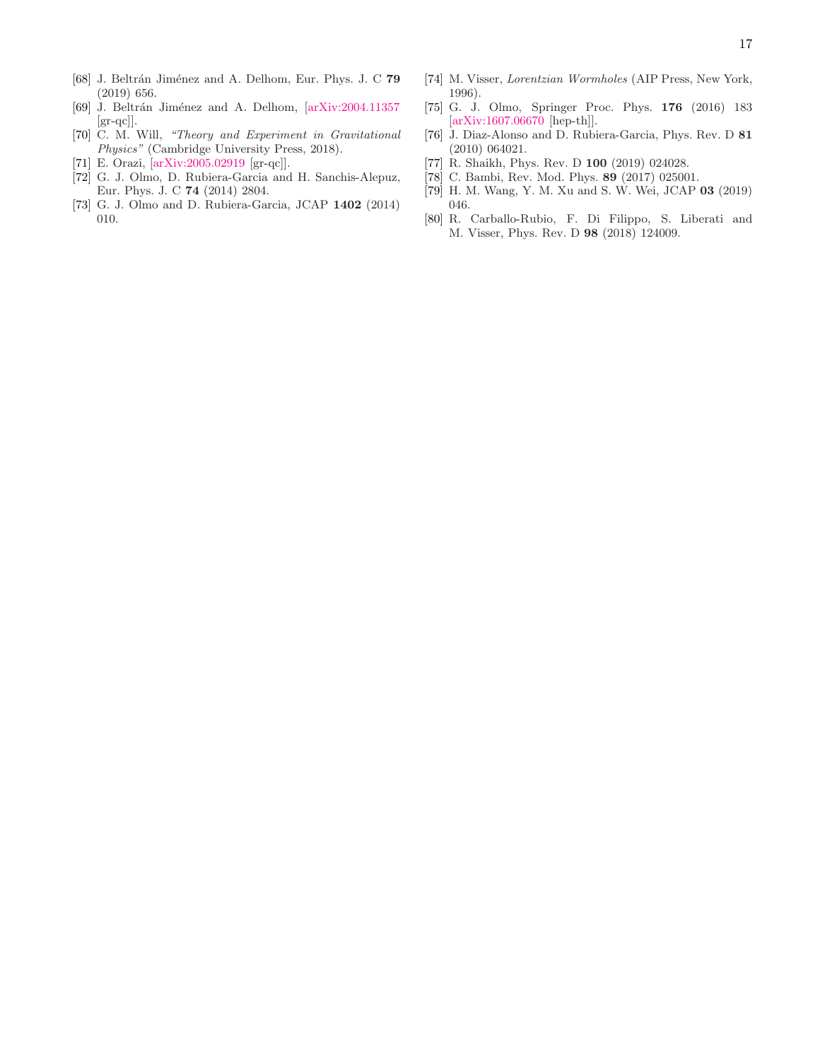[68] J. Beltrán Jiménez and A. Delhom, Eur. Phys. J. C **79** (2019) 656.

[69] J. Beltrán Jiménez and A. Delhom, [arXiv:2004.11357 [gr-qc]].

[70] C. M. Will, *"Theory and Experiment in Gravitational Physics"* (Cambridge University Press, 2018).

[71] E. Orazi, [arXiv:2005.02919 [gr-qc]].

[72] G. J. Olmo, D. Rubiera-Garcia and H. Sanchis-Alepuz, Eur. Phys. J. C **74** (2014) 2804.

[73] G. J. Olmo and D. Rubiera-Garcia, JCAP **1402** (2014) 010.

[74] M. Visser, *Lorentzian Wormholes* (AIP Press, New York, 1996).

[75] G. J. Olmo, Springer Proc. Phys. **176** (2016) 183 [arXiv:1607.06670 [hep-th]].

[76] J. Diaz-Alonso and D. Rubiera-Garcia, Phys. Rev. D **81** (2010) 064021.

[77] R. Shaikh, Phys. Rev. D **100** (2019) 024028.

[78] C. Bambi, Rev. Mod. Phys. **89** (2017) 025001.

[79] H. M. Wang, Y. M. Xu and S. W. Wei, JCAP **03** (2019) 046.

[80] R. Carballo-Rubio, F. Di Filippo, S. Liberati and M. Visser, Phys. Rev. D **98** (2018) 124009.